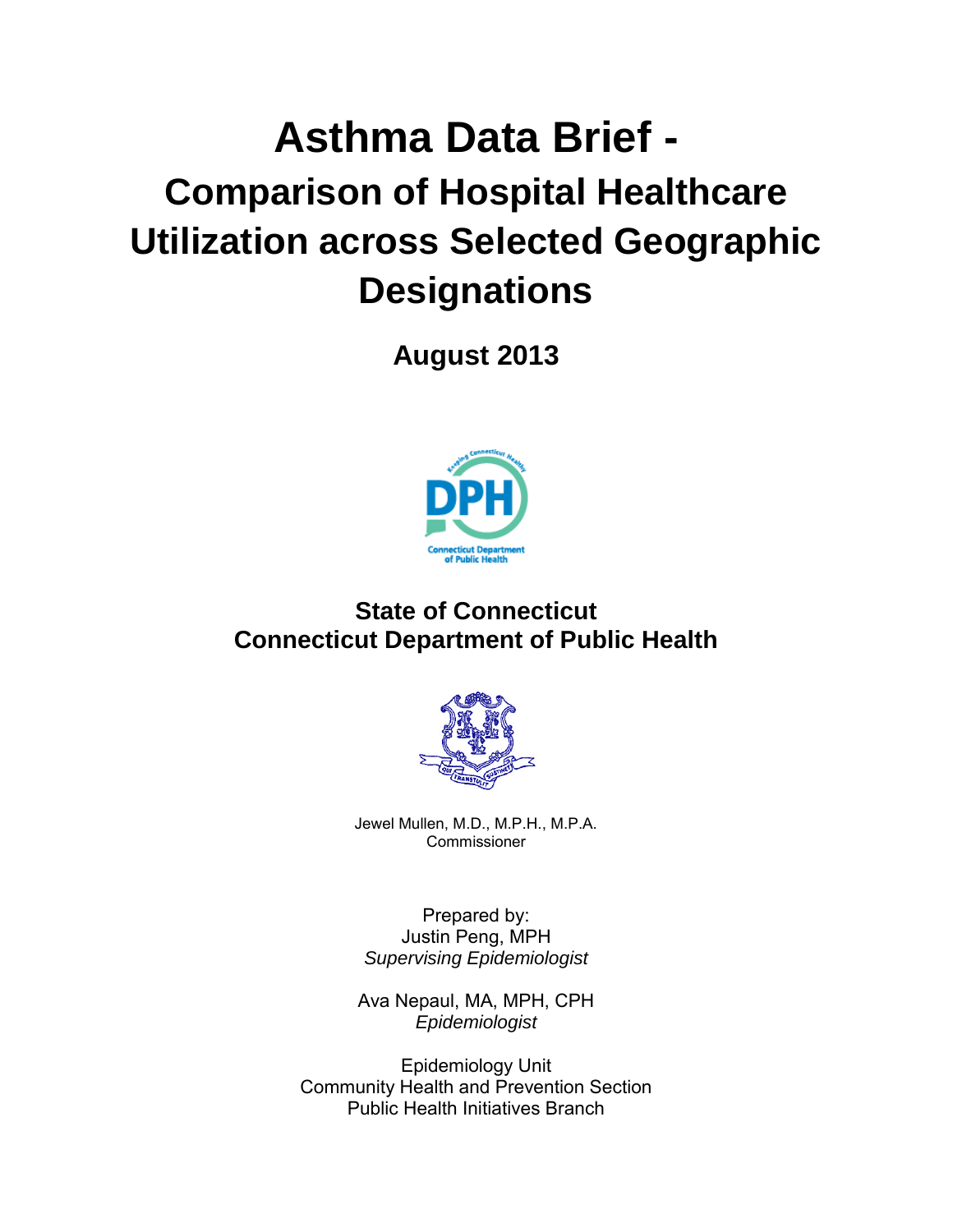# Asthma Data Brief -

## Comparison of Hospital Healthcare Utilization across Selected Geographic Designations

**August 2013**

**State of Connecticut**
**Connecticut Department of Public Health**

Jewel Mullen, M.D., M.P.H., M.P.A.
Commissioner

Prepared by:
Justin Peng, MPH
*Supervising Epidemiologist*

Ava Nepaul, MA, MPH, CPH
*Epidemiologist*

Epidemiology Unit
Community Health and Prevention Section
Public Health Initiatives Branch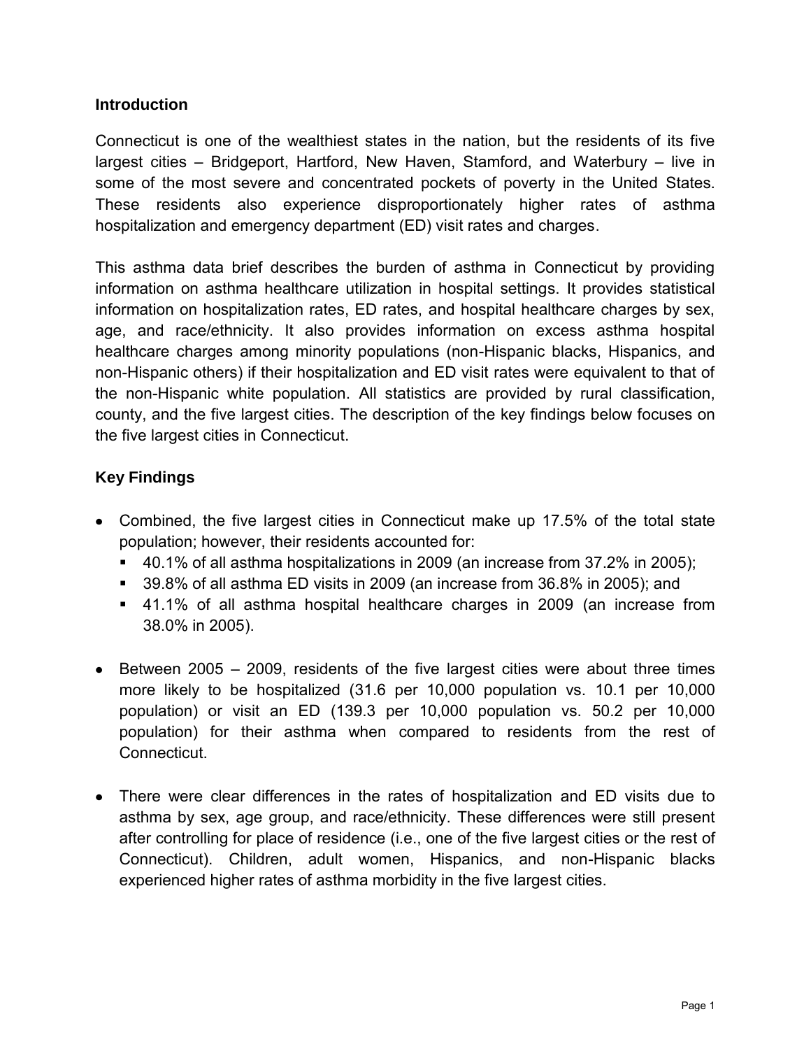## Introduction

Connecticut is one of the wealthiest states in the nation, but the residents of its five largest cities – Bridgeport, Hartford, New Haven, Stamford, and Waterbury – live in some of the most severe and concentrated pockets of poverty in the United States. These residents also experience disproportionately higher rates of asthma hospitalization and emergency department (ED) visit rates and charges.

This asthma data brief describes the burden of asthma in Connecticut by providing information on asthma healthcare utilization in hospital settings. It provides statistical information on hospitalization rates, ED rates, and hospital healthcare charges by sex, age, and race/ethnicity. It also provides information on excess asthma hospital healthcare charges among minority populations (non-Hispanic blacks, Hispanics, and non-Hispanic others) if their hospitalization and ED visit rates were equivalent to that of the non-Hispanic white population. All statistics are provided by rural classification, county, and the five largest cities. The description of the key findings below focuses on the five largest cities in Connecticut.

## Key Findings

- Combined, the five largest cities in Connecticut make up 17.5% of the total state population; however, their residents accounted for:
  - 40.1% of all asthma hospitalizations in 2009 (an increase from 37.2% in 2005);
  - 39.8% of all asthma ED visits in 2009 (an increase from 36.8% in 2005); and
  - 41.1% of all asthma hospital healthcare charges in 2009 (an increase from 38.0% in 2005).
- Between 2005 – 2009, residents of the five largest cities were about three times more likely to be hospitalized (31.6 per 10,000 population vs. 10.1 per 10,000 population) or visit an ED (139.3 per 10,000 population vs. 50.2 per 10,000 population) for their asthma when compared to residents from the rest of Connecticut.
- There were clear differences in the rates of hospitalization and ED visits due to asthma by sex, age group, and race/ethnicity. These differences were still present after controlling for place of residence (i.e., one of the five largest cities or the rest of Connecticut). Children, adult women, Hispanics, and non-Hispanic blacks experienced higher rates of asthma morbidity in the five largest cities.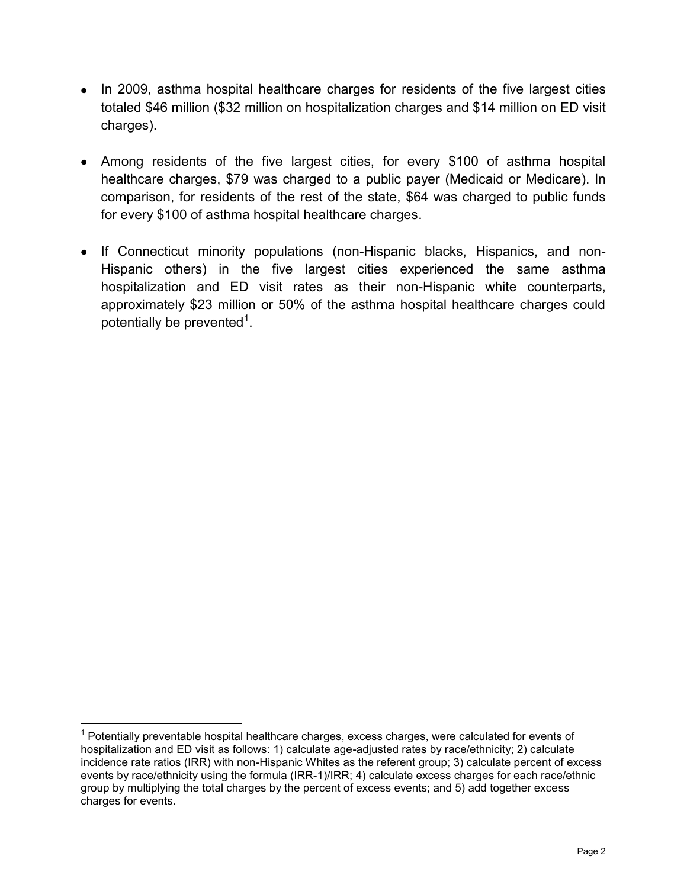- In 2009, asthma hospital healthcare charges for residents of the five largest cities totaled $46 million ($32 million on hospitalization charges and $14 million on ED visit charges).

- Among residents of the five largest cities, for every $100 of asthma hospital healthcare charges, $79 was charged to a public payer (Medicaid or Medicare). In comparison, for residents of the rest of the state, $64 was charged to public funds for every $100 of asthma hospital healthcare charges.

- If Connecticut minority populations (non-Hispanic blacks, Hispanics, and non-Hispanic others) in the five largest cities experienced the same asthma hospitalization and ED visit rates as their non-Hispanic white counterparts, approximately $23 million or 50% of the asthma hospital healthcare charges could potentially be prevented[1].

---

[1] Potentially preventable hospital healthcare charges, excess charges, were calculated for events of hospitalization and ED visit as follows: 1) calculate age-adjusted rates by race/ethnicity; 2) calculate incidence rate ratios (IRR) with non-Hispanic Whites as the referent group; 3) calculate percent of excess events by race/ethnicity using the formula (IRR-1)/IRR; 4) calculate excess charges for each race/ethnic group by multiplying the total charges by the percent of excess events; and 5) add together excess charges for events.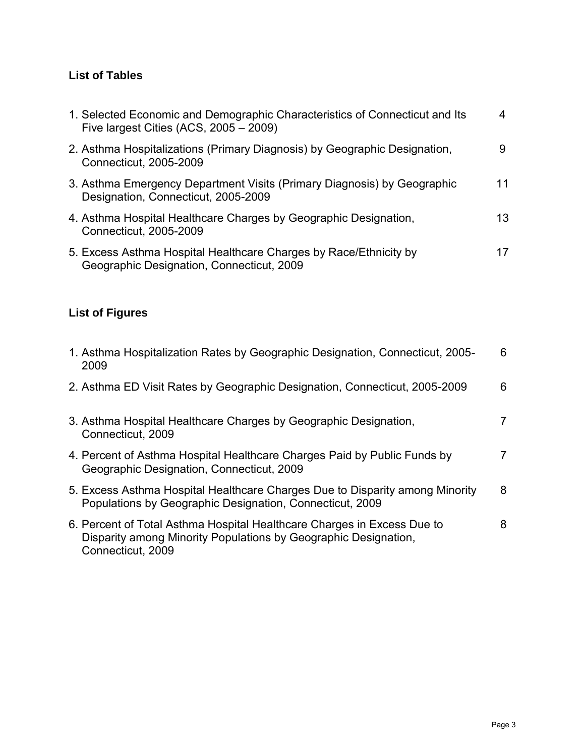## List of Tables

1. Selected Economic and Demographic Characteristics of Connecticut and Its Five largest Cities (ACS, 2005 – 2009) 4
2. Asthma Hospitalizations (Primary Diagnosis) by Geographic Designation, Connecticut, 2005-2009 9
3. Asthma Emergency Department Visits (Primary Diagnosis) by Geographic Designation, Connecticut, 2005-2009 11
4. Asthma Hospital Healthcare Charges by Geographic Designation, Connecticut, 2005-2009 13
5. Excess Asthma Hospital Healthcare Charges by Race/Ethnicity by Geographic Designation, Connecticut, 2009 17

## List of Figures

1. Asthma Hospitalization Rates by Geographic Designation, Connecticut, 2005-2009 6
2. Asthma ED Visit Rates by Geographic Designation, Connecticut, 2005-2009 6
3. Asthma Hospital Healthcare Charges by Geographic Designation, Connecticut, 2009 7
4. Percent of Asthma Hospital Healthcare Charges Paid by Public Funds by Geographic Designation, Connecticut, 2009 7
5. Excess Asthma Hospital Healthcare Charges Due to Disparity among Minority Populations by Geographic Designation, Connecticut, 2009 8
6. Percent of Total Asthma Hospital Healthcare Charges in Excess Due to Disparity among Minority Populations by Geographic Designation, Connecticut, 2009 8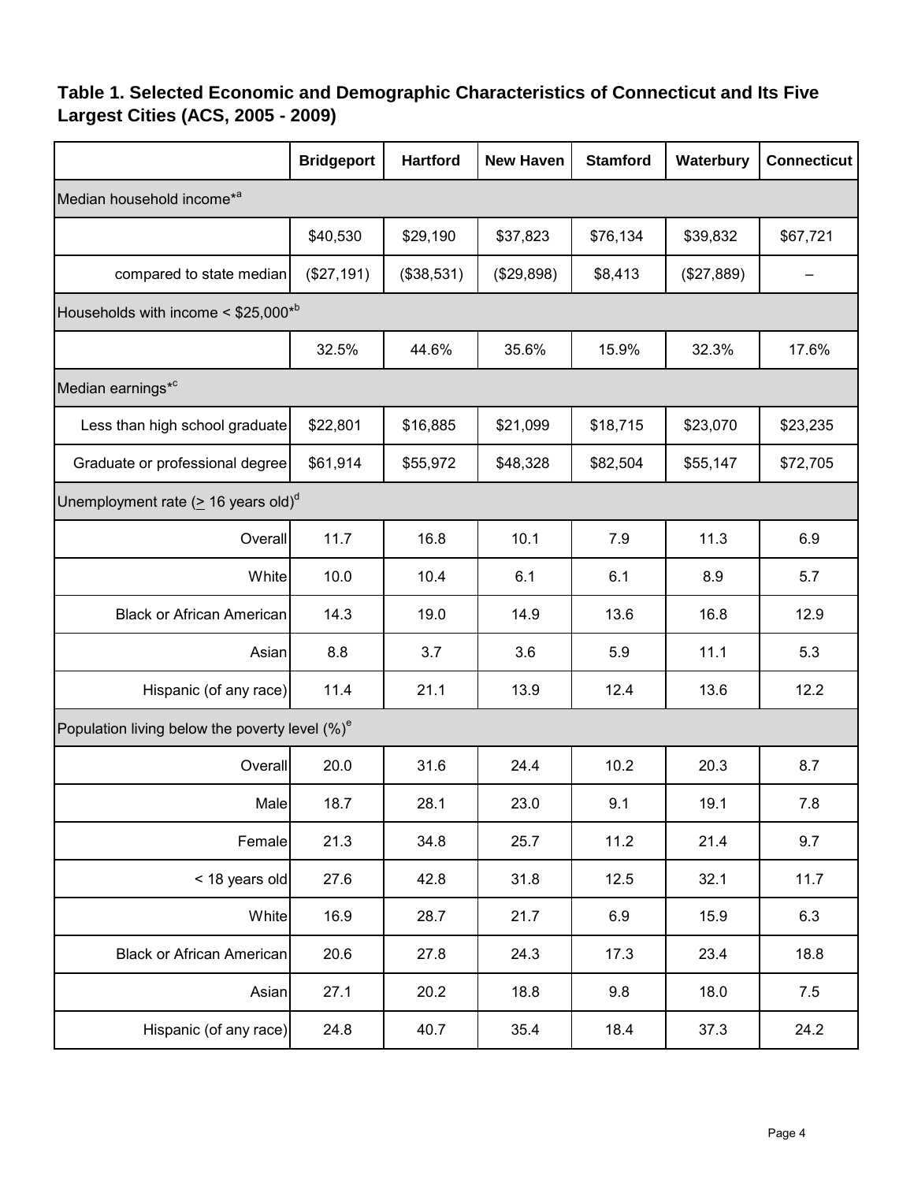### Table 1. Selected Economic and Demographic Characteristics of Connecticut and Its Five Largest Cities (ACS, 2005 - 2009)

| | Bridgeport | Hartford | New Haven | Stamford | Waterbury | Connecticut |
|---|---|---|---|---|---|---|
| Median household income*[a] | | | | | | |
| | $40,530 | $29,190 | $37,823 | $76,134 | $39,832 | $67,721 |
| compared to state median | ($27,191) | ($38,531) | ($29,898) | $8,413 | ($27,889) | – |
| Households with income < $25,000*[b] | | | | | | |
| | 32.5% | 44.6% | 35.6% | 15.9% | 32.3% | 17.6% |
| Median earnings*[c] | | | | | | |
| Less than high school graduate | $22,801 | $16,885 | $21,099 | $18,715 | $23,070 | $23,235 |
| Graduate or professional degree | $61,914 | $55,972 | $48,328 | $82,504 | $55,147 | $72,705 |
| Unemployment rate ($\geq$ 16 years old)[d] | | | | | | |
| Overall | 11.7 | 16.8 | 10.1 | 7.9 | 11.3 | 6.9 |
| White | 10.0 | 10.4 | 6.1 | 6.1 | 8.9 | 5.7 |
| Black or African American | 14.3 | 19.0 | 14.9 | 13.6 | 16.8 | 12.9 |
| Asian | 8.8 | 3.7 | 3.6 | 5.9 | 11.1 | 5.3 |
| Hispanic (of any race) | 11.4 | 21.1 | 13.9 | 12.4 | 13.6 | 12.2 |
| Population living below the poverty level (%)[e] | | | | | | |
| Overall | 20.0 | 31.6 | 24.4 | 10.2 | 20.3 | 8.7 |
| Male | 18.7 | 28.1 | 23.0 | 9.1 | 19.1 | 7.8 |
| Female | 21.3 | 34.8 | 25.7 | 11.2 | 21.4 | 9.7 |
| < 18 years old | 27.6 | 42.8 | 31.8 | 12.5 | 32.1 | 11.7 |
| White | 16.9 | 28.7 | 21.7 | 6.9 | 15.9 | 6.3 |
| Black or African American | 20.6 | 27.8 | 24.3 | 17.3 | 23.4 | 18.8 |
| Asian | 27.1 | 20.2 | 18.8 | 9.8 | 18.0 | 7.5 |
| Hispanic (of any race) | 24.8 | 40.7 | 35.4 | 18.4 | 37.3 | 24.2 |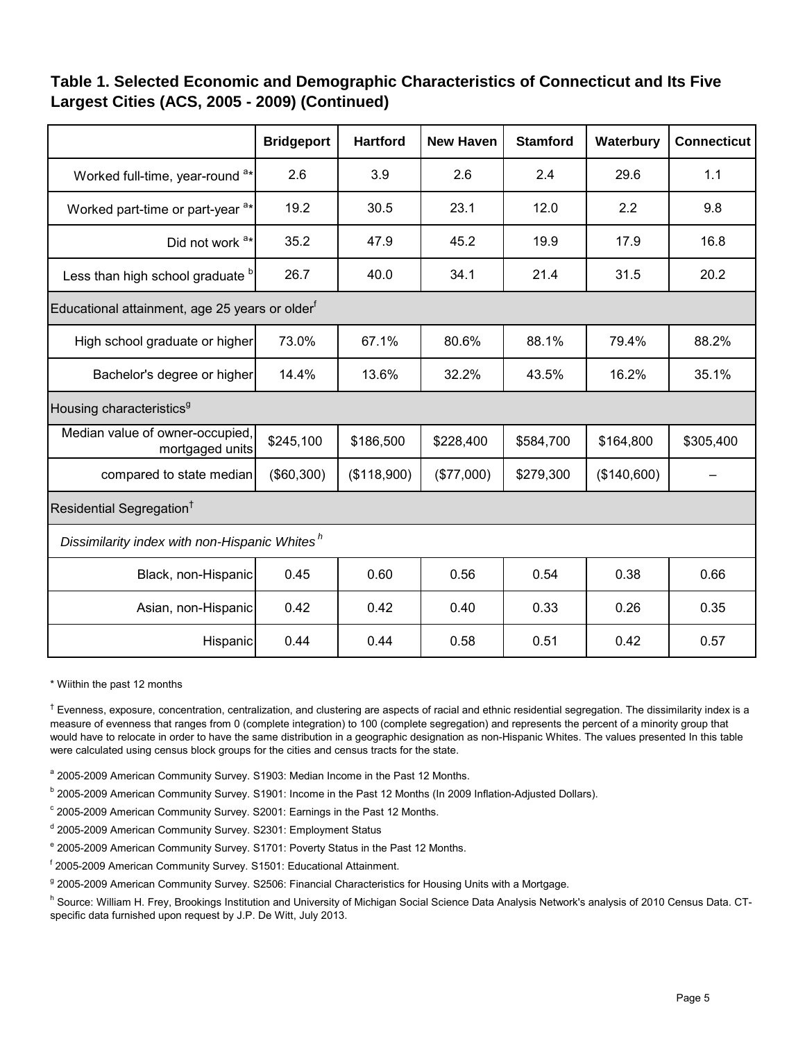## Table 1. Selected Economic and Demographic Characteristics of Connecticut and Its Five Largest Cities (ACS, 2005 - 2009) (Continued)

| | Bridgeport | Hartford | New Haven | Stamford | Waterbury | Connecticut |
|---|---|---|---|---|---|---|
| Worked full-time, year-round [a]* | 2.6 | 3.9 | 2.6 | 2.4 | 29.6 | 1.1 |
| Worked part-time or part-year [a]* | 19.2 | 30.5 | 23.1 | 12.0 | 2.2 | 9.8 |
| Did not work [a]* | 35.2 | 47.9 | 45.2 | 19.9 | 17.9 | 16.8 |
| Less than high school graduate [b] | 26.7 | 40.0 | 34.1 | 21.4 | 31.5 | 20.2 |
| Educational attainment, age 25 years or older[f] | | | | | | |
| High school graduate or higher | 73.0% | 67.1% | 80.6% | 88.1% | 79.4% | 88.2% |
| Bachelor's degree or higher | 14.4% | 13.6% | 32.2% | 43.5% | 16.2% | 35.1% |
| Housing characteristics[g] | | | | | | |
| Median value of owner-occupied, mortgaged units | $245,100 | $186,500 | $228,400 | $584,700 | $164,800 | $305,400 |
| compared to state median | ($60,300) | ($118,900) | ($77,000) | $279,300 | ($140,600) | – |
| Residential Segregation[†] | | | | | | |
| *Dissimilarity index with non-Hispanic Whites [h]* | | | | | | |
| Black, non-Hispanic | 0.45 | 0.60 | 0.56 | 0.54 | 0.38 | 0.66 |
| Asian, non-Hispanic | 0.42 | 0.42 | 0.40 | 0.33 | 0.26 | 0.35 |
| Hispanic | 0.44 | 0.44 | 0.58 | 0.51 | 0.42 | 0.57 |

* Wiithin the past 12 months

[†] Evenness, exposure, concentration, centralization, and clustering are aspects of racial and ethnic residential segregation. The dissimilarity index is a measure of evenness that ranges from 0 (complete integration) to 100 (complete segregation) and represents the percent of a minority group that would have to relocate in order to have the same distribution in a geographic designation as non-Hispanic Whites. The values presented In this table were calculated using census block groups for the cities and census tracts for the state.

[a] 2005-2009 American Community Survey. S1903: Median Income in the Past 12 Months.

[b] 2005-2009 American Community Survey. S1901: Income in the Past 12 Months (In 2009 Inflation-Adjusted Dollars).

[c] 2005-2009 American Community Survey. S2001: Earnings in the Past 12 Months.

[d] 2005-2009 American Community Survey. S2301: Employment Status

[e] 2005-2009 American Community Survey. S1701: Poverty Status in the Past 12 Months.

[f] 2005-2009 American Community Survey. S1501: Educational Attainment.

[g] 2005-2009 American Community Survey. S2506: Financial Characteristics for Housing Units with a Mortgage.

[h] Source: William H. Frey, Brookings Institution and University of Michigan Social Science Data Analysis Network's analysis of 2010 Census Data. CT-specific data furnished upon request by J.P. De Witt, July 2013.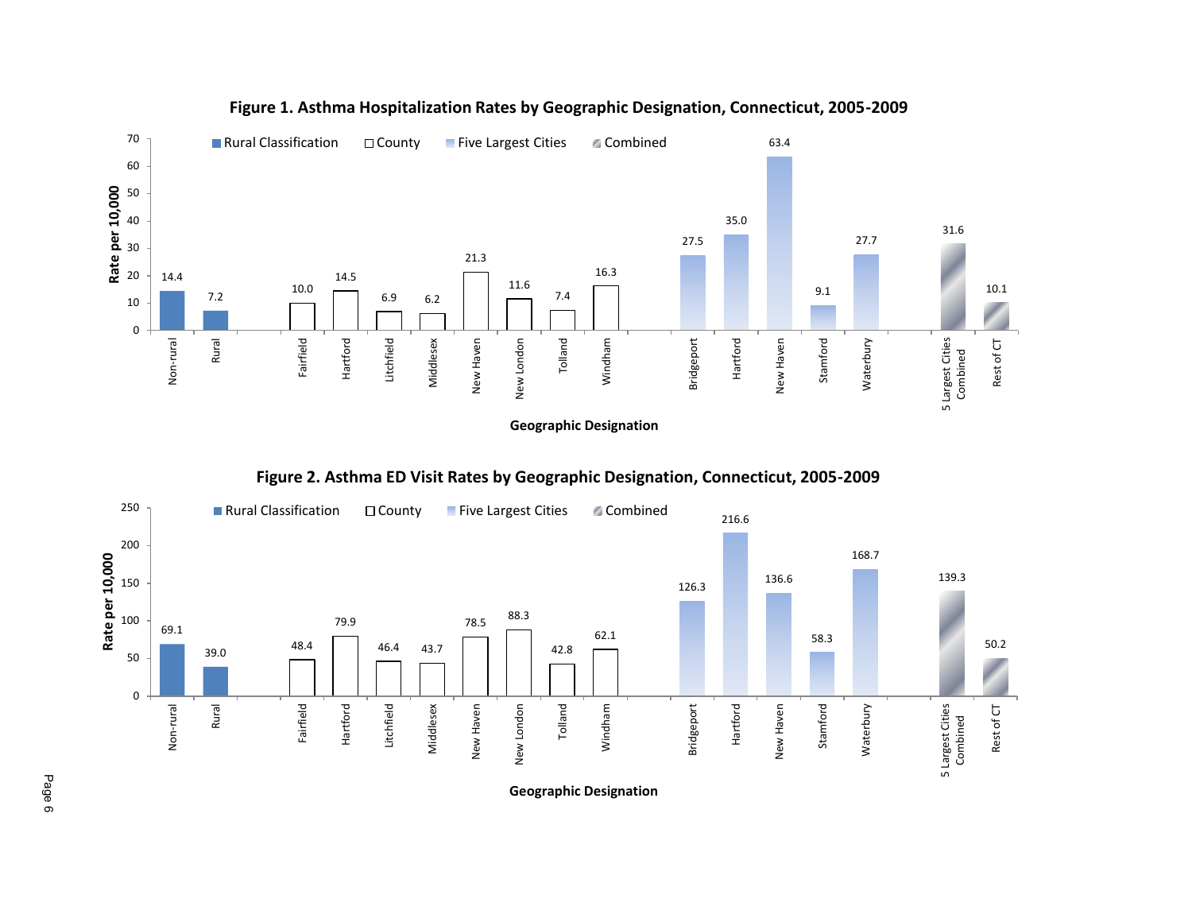**Figure 1. Asthma Hospitalization Rates by Geographic Designation, Connecticut, 2005-2009**

| Category | Geographic Designation | Rate per 10,000 |
|---|---|---|
| Rural Classification | Non-rural | 14.4 |
| Rural Classification | Rural | 7.2 |
| County | Fairfield | 10.0 |
| County | Hartford | 14.5 |
| County | Litchfield | 6.9 |
| County | Middlesex | 6.2 |
| County | New Haven | 21.3 |
| County | New London | 11.6 |
| County | Tolland | 7.4 |
| County | Windham | 16.3 |
| Five Largest Cities | Bridgeport | 27.5 |
| Five Largest Cities | Hartford | 35.0 |
| Five Largest Cities | New Haven | 63.4 |
| Five Largest Cities | Stamford | 9.1 |
| Five Largest Cities | Waterbury | 27.7 |
| Combined | 5 Largest Cities Combined | 31.6 |
| Combined | Rest of CT | 10.1 |

**Figure 2. Asthma ED Visit Rates by Geographic Designation, Connecticut, 2005-2009**

| Category | Geographic Designation | Rate per 10,000 |
|---|---|---|
| Rural Classification | Non-rural | 69.1 |
| Rural Classification | Rural | 39.0 |
| County | Fairfield | 48.4 |
| County | Hartford | 79.9 |
| County | Litchfield | 46.4 |
| County | Middlesex | 43.7 |
| County | New Haven | 78.5 |
| County | New London | 88.3 |
| County | Tolland | 42.8 |
| County | Windham | 62.1 |
| Five Largest Cities | Bridgeport | 126.3 |
| Five Largest Cities | Hartford | 216.6 |
| Five Largest Cities | New Haven | 136.6 |
| Five Largest Cities | Stamford | 58.3 |
| Five Largest Cities | Waterbury | 168.7 |
| Combined | 5 Largest Cities Combined | 139.3 |
| Combined | Rest of CT | 50.2 |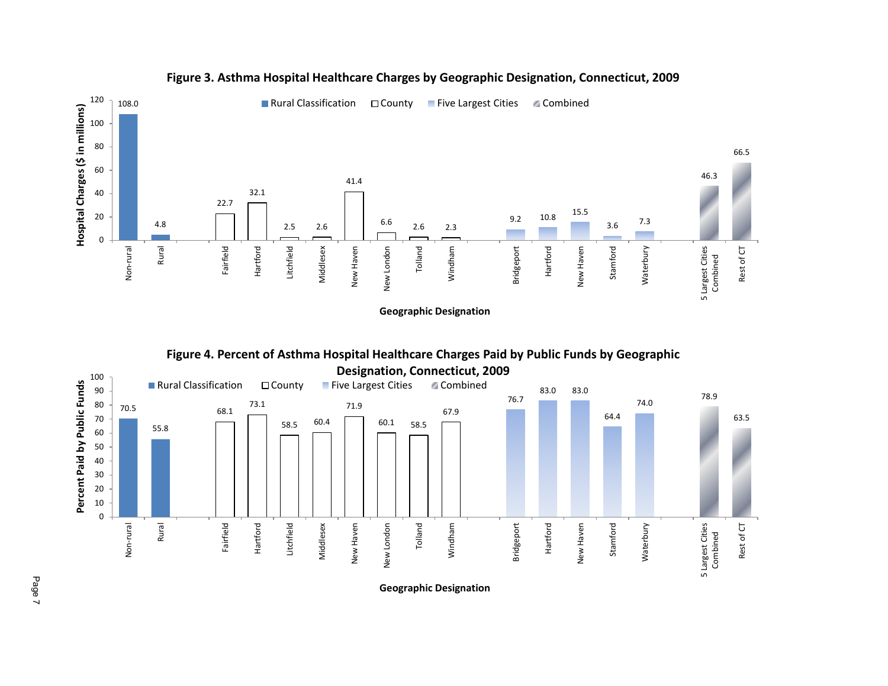**Figure 3. Asthma Hospital Healthcare Charges by Geographic Designation, Connecticut, 2009**

| Category | Geographic Designation | Hospital Charges ($ in millions) |
|---|---|---|
| Rural Classification | Non-rural | 108.0 |
| Rural Classification | Rural | 4.8 |
| County | Fairfield | 22.7 |
| County | Hartford | 32.1 |
| County | Litchfield | 2.5 |
| County | Middlesex | 2.6 |
| County | New Haven | 41.4 |
| County | New London | 6.6 |
| County | Tolland | 2.6 |
| County | Windham | 2.3 |
| Five Largest Cities | Bridgeport | 9.2 |
| Five Largest Cities | Hartford | 10.8 |
| Five Largest Cities | New Haven | 15.5 |
| Five Largest Cities | Stamford | 3.6 |
| Five Largest Cities | Waterbury | 7.3 |
| Combined | 5 Largest Cities Combined | 46.3 |
| Combined | Rest of CT | 66.5 |

**Figure 4. Percent of Asthma Hospital Healthcare Charges Paid by Public Funds by Geographic Designation, Connecticut, 2009**

| Category | Geographic Designation | Percent Paid by Public Funds |
|---|---|---|
| Rural Classification | Non-rural | 70.5 |
| Rural Classification | Rural | 55.8 |
| County | Fairfield | 68.1 |
| County | Hartford | 73.1 |
| County | Litchfield | 58.5 |
| County | Middlesex | 60.4 |
| County | New Haven | 71.9 |
| County | New London | 60.1 |
| County | Tolland | 58.5 |
| County | Windham | 67.9 |
| Five Largest Cities | Bridgeport | 76.7 |
| Five Largest Cities | Hartford | 83.0 |
| Five Largest Cities | New Haven | 83.0 |
| Five Largest Cities | Stamford | 64.4 |
| Five Largest Cities | Waterbury | 74.0 |
| Combined | 5 Largest Cities Combined | 78.9 |
| Combined | Rest of CT | 63.5 |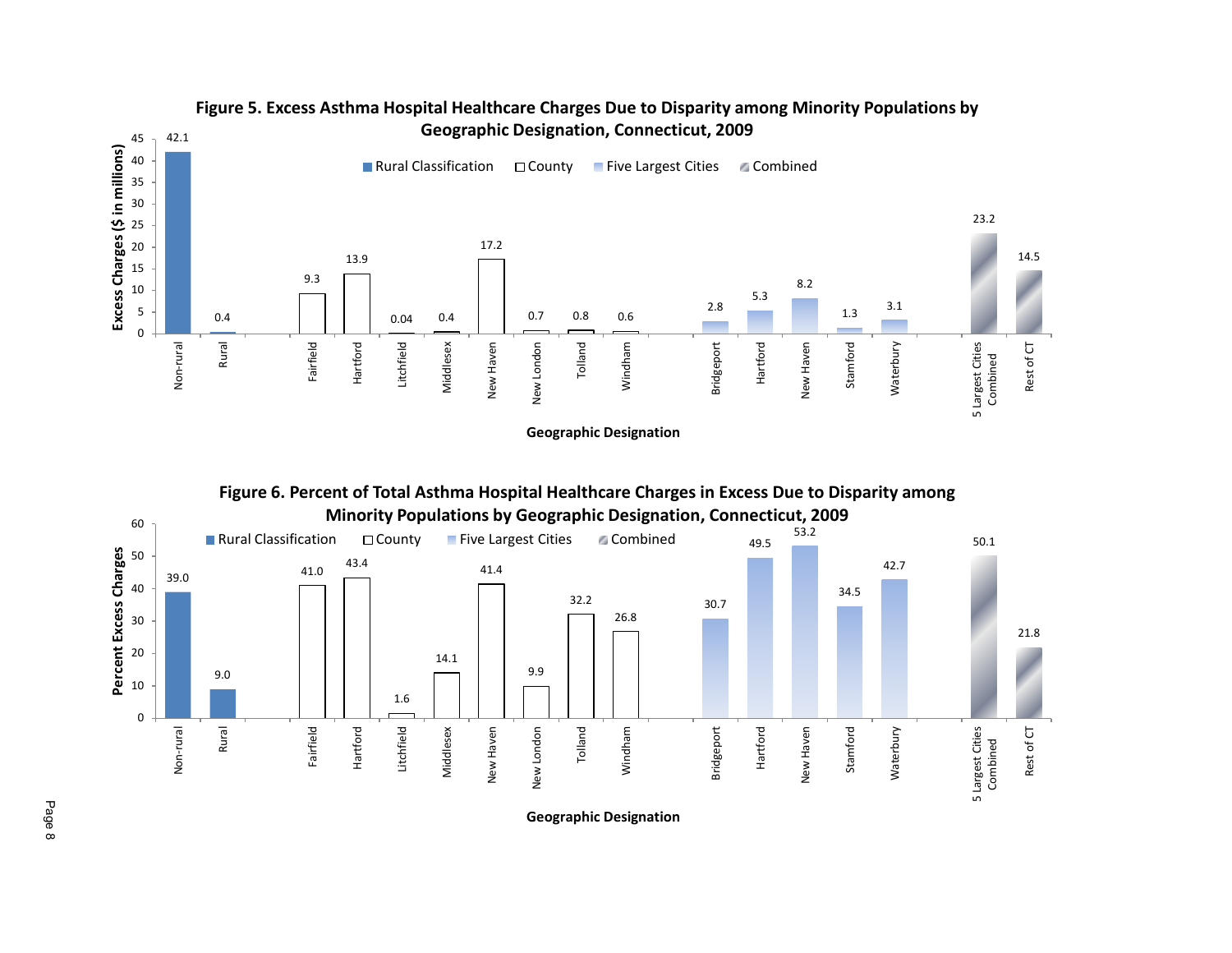**Figure 5. Excess Asthma Hospital Healthcare Charges Due to Disparity among Minority Populations by Geographic Designation, Connecticut, 2009**

| Category | Geographic Designation | Excess Charges ($ in millions) |
|---|---|---|
| Rural Classification | Non-rural | 42.1 |
| Rural Classification | Rural | 0.4 |
| County | Fairfield | 9.3 |
| County | Hartford | 13.9 |
| County | Litchfield | 0.04 |
| County | Middlesex | 0.4 |
| County | New Haven | 17.2 |
| County | New London | 0.7 |
| County | Tolland | 0.8 |
| County | Windham | 0.6 |
| Five Largest Cities | Bridgeport | 2.8 |
| Five Largest Cities | Hartford | 5.3 |
| Five Largest Cities | New Haven | 8.2 |
| Five Largest Cities | Stamford | 1.3 |
| Five Largest Cities | Waterbury | 3.1 |
| Combined | 5 Largest Cities Combined | 23.2 |
| Combined | Rest of CT | 14.5 |

**Figure 6. Percent of Total Asthma Hospital Healthcare Charges in Excess Due to Disparity among Minority Populations by Geographic Designation, Connecticut, 2009**

| Category | Geographic Designation | Percent Excess Charges |
|---|---|---|
| Rural Classification | Non-rural | 39.0 |
| Rural Classification | Rural | 9.0 |
| County | Fairfield | 41.0 |
| County | Hartford | 43.4 |
| County | Litchfield | 1.6 |
| County | Middlesex | 14.1 |
| County | New Haven | 41.4 |
| County | New London | 9.9 |
| County | Tolland | 32.2 |
| County | Windham | 26.8 |
| Five Largest Cities | Bridgeport | 30.7 |
| Five Largest Cities | Hartford | 49.5 |
| Five Largest Cities | New Haven | 53.2 |
| Five Largest Cities | Stamford | 34.5 |
| Five Largest Cities | Waterbury | 42.7 |
| Combined | 5 Largest Cities Combined | 50.1 |
| Combined | Rest of CT | 21.8 |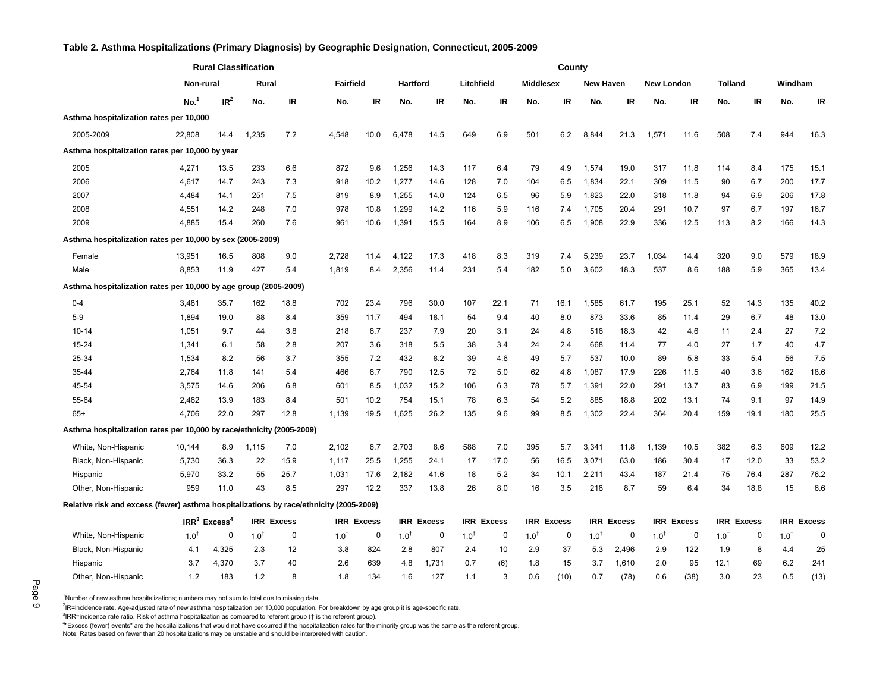**Table 2. Asthma Hospitalizations (Primary Diagnosis) by Geographic Designation, Connecticut, 2005-2009**

| | Rural Classification | | | | County | | | | | | | | | | | | | | | |
|---|---|---|---|---|---|---|---|---|---|---|---|---|---|---|---|---|---|---|---|---|
| | Non-rural | | Rural | | Fairfield | | Hartford | | Litchfield | | Middlesex | | New Haven | | New London | | Tolland | | Windham | |
| | No.[1] | IR[2] | No. | IR | No. | IR | No. | IR | No. | IR | No. | IR | No. | IR | No. | IR | No. | IR | No. | IR |
| **Asthma hospitalization rates per 10,000** | | | | | | | | | | | | | | | | | | | | |
| 2005-2009 | 22,808 | 14.4 | 1,235 | 7.2 | 4,548 | 10.0 | 6,478 | 14.5 | 649 | 6.9 | 501 | 6.2 | 8,844 | 21.3 | 1,571 | 11.6 | 508 | 7.4 | 944 | 16.3 |
| **Asthma hospitalization rates per 10,000 by year** | | | | | | | | | | | | | | | | | | | | |
| 2005 | 4,271 | 13.5 | 233 | 6.6 | 872 | 9.6 | 1,256 | 14.3 | 117 | 6.4 | 79 | 4.9 | 1,574 | 19.0 | 317 | 11.8 | 114 | 8.4 | 175 | 15.1 |
| 2006 | 4,617 | 14.7 | 243 | 7.3 | 918 | 10.2 | 1,277 | 14.6 | 128 | 7.0 | 104 | 6.5 | 1,834 | 22.1 | 309 | 11.5 | 90 | 6.7 | 200 | 17.7 |
| 2007 | 4,484 | 14.1 | 251 | 7.5 | 819 | 8.9 | 1,255 | 14.0 | 124 | 6.5 | 96 | 5.9 | 1,823 | 22.0 | 318 | 11.8 | 94 | 6.9 | 206 | 17.8 |
| 2008 | 4,551 | 14.2 | 248 | 7.0 | 978 | 10.8 | 1,299 | 14.2 | 116 | 5.9 | 116 | 7.4 | 1,705 | 20.4 | 291 | 10.7 | 97 | 6.7 | 197 | 16.7 |
| 2009 | 4,885 | 15.4 | 260 | 7.6 | 961 | 10.6 | 1,391 | 15.5 | 164 | 8.9 | 106 | 6.5 | 1,908 | 22.9 | 336 | 12.5 | 113 | 8.2 | 166 | 14.3 |
| **Asthma hospitalization rates per 10,000 by sex (2005-2009)** | | | | | | | | | | | | | | | | | | | | |
| Female | 13,951 | 16.5 | 808 | 9.0 | 2,728 | 11.4 | 4,122 | 17.3 | 418 | 8.3 | 319 | 7.4 | 5,239 | 23.7 | 1,034 | 14.4 | 320 | 9.0 | 579 | 18.9 |
| Male | 8,853 | 11.9 | 427 | 5.4 | 1,819 | 8.4 | 2,356 | 11.4 | 231 | 5.4 | 182 | 5.0 | 3,602 | 18.3 | 537 | 8.6 | 188 | 5.9 | 365 | 13.4 |
| **Asthma hospitalization rates per 10,000 by age group (2005-2009)** | | | | | | | | | | | | | | | | | | | | |
| 0-4 | 3,481 | 35.7 | 162 | 18.8 | 702 | 23.4 | 796 | 30.0 | 107 | 22.1 | 71 | 16.1 | 1,585 | 61.7 | 195 | 25.1 | 52 | 14.3 | 135 | 40.2 |
| 5-9 | 1,894 | 19.0 | 88 | 8.4 | 359 | 11.7 | 494 | 18.1 | 54 | 9.4 | 40 | 8.0 | 873 | 33.6 | 85 | 11.4 | 29 | 6.7 | 48 | 13.0 |
| 10-14 | 1,051 | 9.7 | 44 | 3.8 | 218 | 6.7 | 237 | 7.9 | 20 | 3.1 | 24 | 4.8 | 516 | 18.3 | 42 | 4.6 | 11 | 2.4 | 27 | 7.2 |
| 15-24 | 1,341 | 6.1 | 58 | 2.8 | 207 | 3.6 | 318 | 5.5 | 38 | 3.4 | 24 | 2.4 | 668 | 11.4 | 77 | 4.0 | 27 | 1.7 | 40 | 4.7 |
| 25-34 | 1,534 | 8.2 | 56 | 3.7 | 355 | 7.2 | 432 | 8.2 | 39 | 4.6 | 49 | 5.7 | 537 | 10.0 | 89 | 5.8 | 33 | 5.4 | 56 | 7.5 |
| 35-44 | 2,764 | 11.8 | 141 | 5.4 | 466 | 6.7 | 790 | 12.5 | 72 | 5.0 | 62 | 4.8 | 1,087 | 17.9 | 226 | 11.5 | 40 | 3.6 | 162 | 18.6 |
| 45-54 | 3,575 | 14.6 | 206 | 6.8 | 601 | 8.5 | 1,032 | 15.2 | 106 | 6.3 | 78 | 5.7 | 1,391 | 22.0 | 291 | 13.7 | 83 | 6.9 | 199 | 21.5 |
| 55-64 | 2,462 | 13.9 | 183 | 8.4 | 501 | 10.2 | 754 | 15.1 | 78 | 6.3 | 54 | 5.2 | 885 | 18.8 | 202 | 13.1 | 74 | 9.1 | 97 | 14.9 |
| 65+ | 4,706 | 22.0 | 297 | 12.8 | 1,139 | 19.5 | 1,625 | 26.2 | 135 | 9.6 | 99 | 8.5 | 1,302 | 22.4 | 364 | 20.4 | 159 | 19.1 | 180 | 25.5 |
| **Asthma hospitalization rates per 10,000 by race/ethnicity (2005-2009)** | | | | | | | | | | | | | | | | | | | | |
| White, Non-Hispanic | 10,144 | 8.9 | 1,115 | 7.0 | 2,102 | 6.7 | 2,703 | 8.6 | 588 | 7.0 | 395 | 5.7 | 3,341 | 11.8 | 1,139 | 10.5 | 382 | 6.3 | 609 | 12.2 |
| Black, Non-Hispanic | 5,730 | 36.3 | 22 | 15.9 | 1,117 | 25.5 | 1,255 | 24.1 | 17 | 17.0 | 56 | 16.5 | 3,071 | 63.0 | 186 | 30.4 | 17 | 12.0 | 33 | 53.2 |
| Hispanic | 5,970 | 33.2 | 55 | 25.7 | 1,031 | 17.6 | 2,182 | 41.6 | 18 | 5.2 | 34 | 10.1 | 2,211 | 43.4 | 187 | 21.4 | 75 | 76.4 | 287 | 76.2 |
| Other, Non-Hispanic | 959 | 11.0 | 43 | 8.5 | 297 | 12.2 | 337 | 13.8 | 26 | 8.0 | 16 | 3.5 | 218 | 8.7 | 59 | 6.4 | 34 | 18.8 | 15 | 6.6 |
| **Relative risk and excess (fewer) asthma hospitalizations by race/ethnicity (2005-2009)** | | | | | | | | | | | | | | | | | | | | |
| | IRR[3] | Excess[4] | IRR | Excess | IRR | Excess | IRR | Excess | IRR | Excess | IRR | Excess | IRR | Excess | IRR | Excess | IRR | Excess | IRR | Excess |
| White, Non-Hispanic | 1.0† | 0 | 1.0† | 0 | 1.0† | 0 | 1.0† | 0 | 1.0† | 0 | 1.0† | 0 | 1.0† | 0 | 1.0† | 0 | 1.0† | 0 | 1.0† | 0 |
| Black, Non-Hispanic | 4.1 | 4,325 | 2.3 | 12 | 3.8 | 824 | 2.8 | 807 | 2.4 | 10 | 2.9 | 37 | 5.3 | 2,496 | 2.9 | 122 | 1.9 | 8 | 4.4 | 25 |
| Hispanic | 3.7 | 4,370 | 3.7 | 40 | 2.6 | 639 | 4.8 | 1,731 | 0.7 | (6) | 1.8 | 15 | 3.7 | 1,610 | 2.0 | 95 | 12.1 | 69 | 6.2 | 241 |
| Other, Non-Hispanic | 1.2 | 183 | 1.2 | 8 | 1.8 | 134 | 1.6 | 127 | 1.1 | 3 | 0.6 | (10) | 0.7 | (78) | 0.6 | (38) | 3.0 | 23 | 0.5 | (13) |

[1]Number of new asthma hospitalizations; numbers may not sum to total due to missing data.
[2]IR=incidence rate. Age-adjusted rate of new asthma hospitalization per 10,000 population. For breakdown by age group it is age-specific rate.
[3]IRR=incidence rate ratio. Risk of asthma hospitalization as compared to referent group († is the referent group).
[4]"Excess (fewer) events" are the hospitalizations that would not have occurred if the hospitalization rates for the minority group was the same as the referent group.
Note: Rates based on fewer than 20 hospitalizations may be unstable and should be interpreted with caution.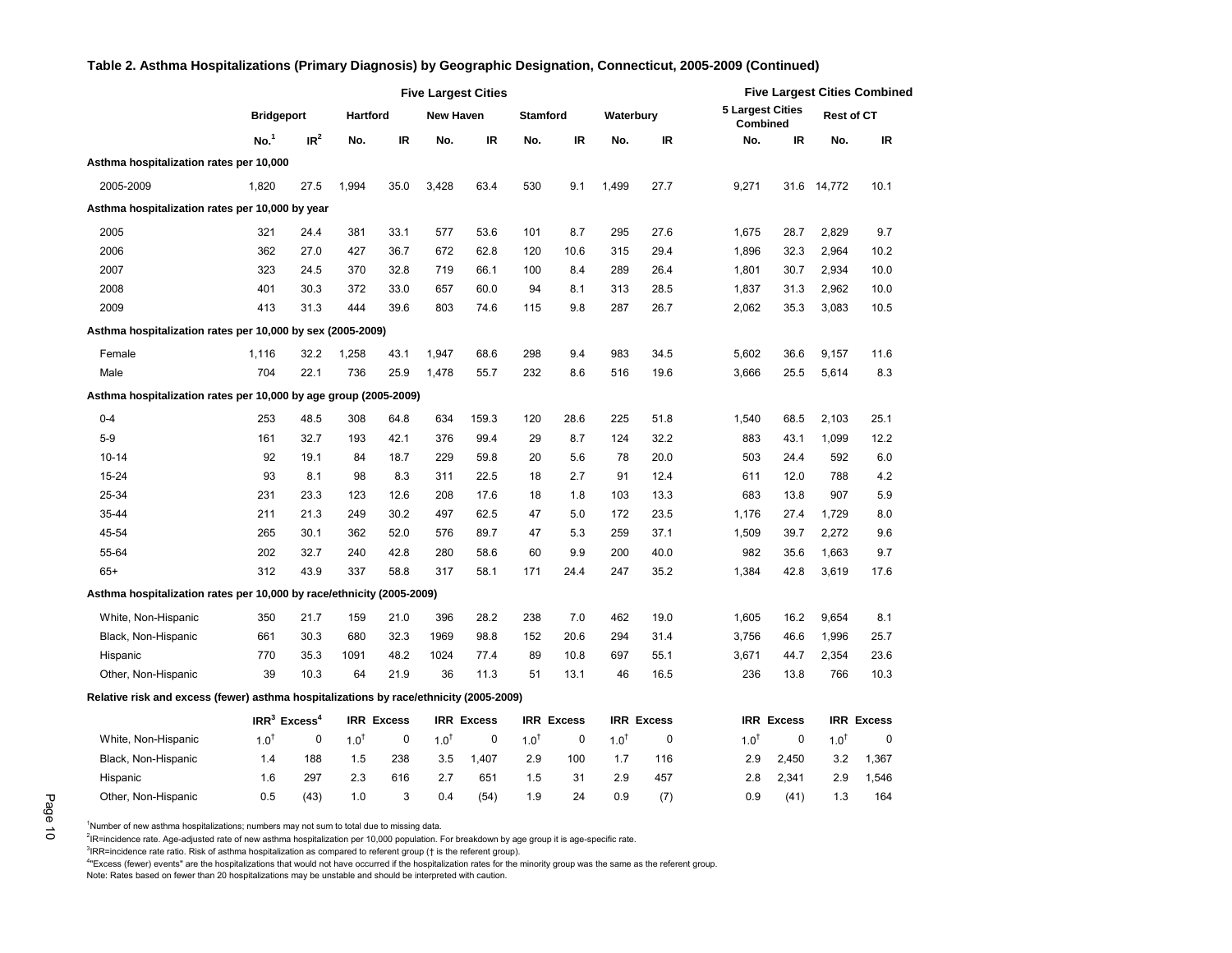**Table 2. Asthma Hospitalizations (Primary Diagnosis) by Geographic Designation, Connecticut, 2005-2009 (Continued)**

| | Five Largest Cities | | | | | | | | | | Five Largest Cities Combined | | | |
|---|---|---|---|---|---|---|---|---|---|---|---|---|---|---|
| | Bridgeport | | Hartford | | New Haven | | Stamford | | Waterbury | | 5 Largest Cities Combined | | Rest of CT | |
| | No.[1] | IR[2] | No. | IR | No. | IR | No. | IR | No. | IR | No. | IR | No. | IR |
| **Asthma hospitalization rates per 10,000** | | | | | | | | | | | | | | |
| 2005-2009 | 1,820 | 27.5 | 1,994 | 35.0 | 3,428 | 63.4 | 530 | 9.1 | 1,499 | 27.7 | 9,271 | 31.6 | 14,772 | 10.1 |
| **Asthma hospitalization rates per 10,000 by year** | | | | | | | | | | | | | | |
| 2005 | 321 | 24.4 | 381 | 33.1 | 577 | 53.6 | 101 | 8.7 | 295 | 27.6 | 1,675 | 28.7 | 2,829 | 9.7 |
| 2006 | 362 | 27.0 | 427 | 36.7 | 672 | 62.8 | 120 | 10.6 | 315 | 29.4 | 1,896 | 32.3 | 2,964 | 10.2 |
| 2007 | 323 | 24.5 | 370 | 32.8 | 719 | 66.1 | 100 | 8.4 | 289 | 26.4 | 1,801 | 30.7 | 2,934 | 10.0 |
| 2008 | 401 | 30.3 | 372 | 33.0 | 657 | 60.0 | 94 | 8.1 | 313 | 28.5 | 1,837 | 31.3 | 2,962 | 10.0 |
| 2009 | 413 | 31.3 | 444 | 39.6 | 803 | 74.6 | 115 | 9.8 | 287 | 26.7 | 2,062 | 35.3 | 3,083 | 10.5 |
| **Asthma hospitalization rates per 10,000 by sex (2005-2009)** | | | | | | | | | | | | | | |
| Female | 1,116 | 32.2 | 1,258 | 43.1 | 1,947 | 68.6 | 298 | 9.4 | 983 | 34.5 | 5,602 | 36.6 | 9,157 | 11.6 |
| Male | 704 | 22.1 | 736 | 25.9 | 1,478 | 55.7 | 232 | 8.6 | 516 | 19.6 | 3,666 | 25.5 | 5,614 | 8.3 |
| **Asthma hospitalization rates per 10,000 by age group (2005-2009)** | | | | | | | | | | | | | | |
| 0-4 | 253 | 48.5 | 308 | 64.8 | 634 | 159.3 | 120 | 28.6 | 225 | 51.8 | 1,540 | 68.5 | 2,103 | 25.1 |
| 5-9 | 161 | 32.7 | 193 | 42.1 | 376 | 99.4 | 29 | 8.7 | 124 | 32.2 | 883 | 43.1 | 1,099 | 12.2 |
| 10-14 | 92 | 19.1 | 84 | 18.7 | 229 | 59.8 | 20 | 5.6 | 78 | 20.0 | 503 | 24.4 | 592 | 6.0 |
| 15-24 | 93 | 8.1 | 98 | 8.3 | 311 | 22.5 | 18 | 2.7 | 91 | 12.4 | 611 | 12.0 | 788 | 4.2 |
| 25-34 | 231 | 23.3 | 123 | 12.6 | 208 | 17.6 | 18 | 1.8 | 103 | 13.3 | 683 | 13.8 | 907 | 5.9 |
| 35-44 | 211 | 21.3 | 249 | 30.2 | 497 | 62.5 | 47 | 5.0 | 172 | 23.5 | 1,176 | 27.4 | 1,729 | 8.0 |
| 45-54 | 265 | 30.1 | 362 | 52.0 | 576 | 89.7 | 47 | 5.3 | 259 | 37.1 | 1,509 | 39.7 | 2,272 | 9.6 |
| 55-64 | 202 | 32.7 | 240 | 42.8 | 280 | 58.6 | 60 | 9.9 | 200 | 40.0 | 982 | 35.6 | 1,663 | 9.7 |
| 65+ | 312 | 43.9 | 337 | 58.8 | 317 | 58.1 | 171 | 24.4 | 247 | 35.2 | 1,384 | 42.8 | 3,619 | 17.6 |
| **Asthma hospitalization rates per 10,000 by race/ethnicity (2005-2009)** | | | | | | | | | | | | | | |
| White, Non-Hispanic | 350 | 21.7 | 159 | 21.0 | 396 | 28.2 | 238 | 7.0 | 462 | 19.0 | 1,605 | 16.2 | 9,654 | 8.1 |
| Black, Non-Hispanic | 661 | 30.3 | 680 | 32.3 | 1969 | 98.8 | 152 | 20.6 | 294 | 31.4 | 3,756 | 46.6 | 1,996 | 25.7 |
| Hispanic | 770 | 35.3 | 1091 | 48.2 | 1024 | 77.4 | 89 | 10.8 | 697 | 55.1 | 3,671 | 44.7 | 2,354 | 23.6 |
| Other, Non-Hispanic | 39 | 10.3 | 64 | 21.9 | 36 | 11.3 | 51 | 13.1 | 46 | 16.5 | 236 | 13.8 | 766 | 10.3 |
| **Relative risk and excess (fewer) asthma hospitalizations by race/ethnicity (2005-2009)** | | | | | | | | | | | | | | |
| | IRR[3] | Excess[4] | IRR | Excess | IRR | Excess | IRR | Excess | IRR | Excess | IRR | Excess | IRR | Excess |
| White, Non-Hispanic | 1.0† | 0 | 1.0† | 0 | 1.0† | 0 | 1.0† | 0 | 1.0† | 0 | 1.0† | 0 | 1.0† | 0 |
| Black, Non-Hispanic | 1.4 | 188 | 1.5 | 238 | 3.5 | 1,407 | 2.9 | 100 | 1.7 | 116 | 2.9 | 2,450 | 3.2 | 1,367 |
| Hispanic | 1.6 | 297 | 2.3 | 616 | 2.7 | 651 | 1.5 | 31 | 2.9 | 457 | 2.8 | 2,341 | 2.9 | 1,546 |
| Other, Non-Hispanic | 0.5 | (43) | 1.0 | 3 | 0.4 | (54) | 1.9 | 24 | 0.9 | (7) | 0.9 | (41) | 1.3 | 164 |

[1]Number of new asthma hospitalizations; numbers may not sum to total due to missing data.

[2]IR=incidence rate. Age-adjusted rate of new asthma hospitalization per 10,000 population. For breakdown by age group it is age-specific rate.

[3]IRR=incidence rate ratio. Risk of asthma hospitalization as compared to referent group († is the referent group).

[4]"Excess (fewer) events" are the hospitalizations that would not have occurred if the hospitalization rates for the minority group was the same as the referent group.

Note: Rates based on fewer than 20 hospitalizations may be unstable and should be interpreted with caution.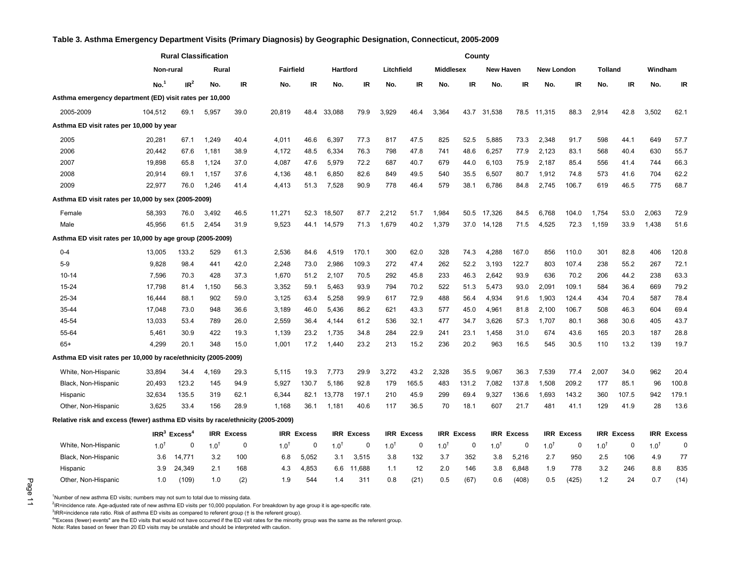**Table 3. Asthma Emergency Department Visits (Primary Diagnosis) by Geographic Designation, Connecticut, 2005-2009**

| | Rural Classification | | | | County | | | | | | | | | | | | | | | |
|---|---|---|---|---|---|---|---|---|---|---|---|---|---|---|---|---|---|---|---|---|
| | Non-rural | | Rural | | Fairfield | | Hartford | | Litchfield | | Middlesex | | New Haven | | New London | | Tolland | | Windham | |
| | No.[1] | IR[2] | No. | IR | No. | IR | No. | IR | No. | IR | No. | IR | No. | IR | No. | IR | No. | IR | No. | IR |
| **Asthma emergency department (ED) visit rates per 10,000** | | | | | | | | | | | | | | | | | | | | |
| 2005-2009 | 104,512 | 69.1 | 5,957 | 39.0 | 20,819 | 48.4 | 33,088 | 79.9 | 3,929 | 46.4 | 3,364 | 43.7 | 31,538 | 78.5 | 11,315 | 88.3 | 2,914 | 42.8 | 3,502 | 62.1 |
| **Asthma ED visit rates per 10,000 by year** | | | | | | | | | | | | | | | | | | | | |
| 2005 | 20,281 | 67.1 | 1,249 | 40.4 | 4,011 | 46.6 | 6,397 | 77.3 | 817 | 47.5 | 825 | 52.5 | 5,885 | 73.3 | 2,348 | 91.7 | 598 | 44.1 | 649 | 57.7 |
| 2006 | 20,442 | 67.6 | 1,181 | 38.9 | 4,172 | 48.5 | 6,334 | 76.3 | 798 | 47.8 | 741 | 48.6 | 6,257 | 77.9 | 2,123 | 83.1 | 568 | 40.4 | 630 | 55.7 |
| 2007 | 19,898 | 65.8 | 1,124 | 37.0 | 4,087 | 47.6 | 5,979 | 72.2 | 687 | 40.7 | 679 | 44.0 | 6,103 | 75.9 | 2,187 | 85.4 | 556 | 41.4 | 744 | 66.3 |
| 2008 | 20,914 | 69.1 | 1,157 | 37.6 | 4,136 | 48.1 | 6,850 | 82.6 | 849 | 49.5 | 540 | 35.5 | 6,507 | 80.7 | 1,912 | 74.8 | 573 | 41.6 | 704 | 62.2 |
| 2009 | 22,977 | 76.0 | 1,246 | 41.4 | 4,413 | 51.3 | 7,528 | 90.9 | 778 | 46.4 | 579 | 38.1 | 6,786 | 84.8 | 2,745 | 106.7 | 619 | 46.5 | 775 | 68.7 |
| **Asthma ED visit rates per 10,000 by sex (2005-2009)** | | | | | | | | | | | | | | | | | | | | |
| Female | 58,393 | 76.0 | 3,492 | 46.5 | 11,271 | 52.3 | 18,507 | 87.7 | 2,212 | 51.7 | 1,984 | 50.5 | 17,326 | 84.5 | 6,768 | 104.0 | 1,754 | 53.0 | 2,063 | 72.9 |
| Male | 45,956 | 61.5 | 2,454 | 31.9 | 9,523 | 44.1 | 14,579 | 71.3 | 1,679 | 40.2 | 1,379 | 37.0 | 14,128 | 71.5 | 4,525 | 72.3 | 1,159 | 33.9 | 1,438 | 51.6 |
| **Asthma ED visit rates per 10,000 by age group (2005-2009)** | | | | | | | | | | | | | | | | | | | | |
| 0-4 | 13,005 | 133.2 | 529 | 61.3 | 2,536 | 84.6 | 4,519 | 170.1 | 300 | 62.0 | 328 | 74.3 | 4,288 | 167.0 | 856 | 110.0 | 301 | 82.8 | 406 | 120.8 |
| 5-9 | 9,828 | 98.4 | 441 | 42.0 | 2,248 | 73.0 | 2,986 | 109.3 | 272 | 47.4 | 262 | 52.2 | 3,193 | 122.7 | 803 | 107.4 | 238 | 55.2 | 267 | 72.1 |
| 10-14 | 7,596 | 70.3 | 428 | 37.3 | 1,670 | 51.2 | 2,107 | 70.5 | 292 | 45.8 | 233 | 46.3 | 2,642 | 93.9 | 636 | 70.2 | 206 | 44.2 | 238 | 63.3 |
| 15-24 | 17,798 | 81.4 | 1,150 | 56.3 | 3,352 | 59.1 | 5,463 | 93.9 | 794 | 70.2 | 522 | 51.3 | 5,473 | 93.0 | 2,091 | 109.1 | 584 | 36.4 | 669 | 79.2 |
| 25-34 | 16,444 | 88.1 | 902 | 59.0 | 3,125 | 63.4 | 5,258 | 99.9 | 617 | 72.9 | 488 | 56.4 | 4,934 | 91.6 | 1,903 | 124.4 | 434 | 70.4 | 587 | 78.4 |
| 35-44 | 17,048 | 73.0 | 948 | 36.6 | 3,189 | 46.0 | 5,436 | 86.2 | 621 | 43.3 | 577 | 45.0 | 4,961 | 81.8 | 2,100 | 106.7 | 508 | 46.3 | 604 | 69.4 |
| 45-54 | 13,033 | 53.4 | 789 | 26.0 | 2,559 | 36.4 | 4,144 | 61.2 | 536 | 32.1 | 477 | 34.7 | 3,626 | 57.3 | 1,707 | 80.1 | 368 | 30.6 | 405 | 43.7 |
| 55-64 | 5,461 | 30.9 | 422 | 19.3 | 1,139 | 23.2 | 1,735 | 34.8 | 284 | 22.9 | 241 | 23.1 | 1,458 | 31.0 | 674 | 43.6 | 165 | 20.3 | 187 | 28.8 |
| 65+ | 4,299 | 20.1 | 348 | 15.0 | 1,001 | 17.2 | 1,440 | 23.2 | 213 | 15.2 | 236 | 20.2 | 963 | 16.5 | 545 | 30.5 | 110 | 13.2 | 139 | 19.7 |
| **Asthma ED visit rates per 10,000 by race/ethnicity (2005-2009)** | | | | | | | | | | | | | | | | | | | | |
| White, Non-Hispanic | 33,894 | 34.4 | 4,169 | 29.3 | 5,115 | 19.3 | 7,773 | 29.9 | 3,272 | 43.2 | 2,328 | 35.5 | 9,067 | 36.3 | 7,539 | 77.4 | 2,007 | 34.0 | 962 | 20.4 |
| Black, Non-Hispanic | 20,493 | 123.2 | 145 | 94.9 | 5,927 | 130.7 | 5,186 | 92.8 | 179 | 165.5 | 483 | 131.2 | 7,082 | 137.8 | 1,508 | 209.2 | 177 | 85.1 | 96 | 100.8 |
| Hispanic | 32,634 | 135.5 | 319 | 62.1 | 6,344 | 82.1 | 13,778 | 197.1 | 210 | 45.9 | 299 | 69.4 | 9,327 | 136.6 | 1,693 | 143.2 | 360 | 107.5 | 942 | 179.1 |
| Other, Non-Hispanic | 3,625 | 33.4 | 156 | 28.9 | 1,168 | 36.1 | 1,181 | 40.6 | 117 | 36.5 | 70 | 18.1 | 607 | 21.7 | 481 | 41.1 | 129 | 41.9 | 28 | 13.6 |
| **Relative risk and excess (fewer) asthma ED visits by race/ethnicity (2005-2009)** | | | | | | | | | | | | | | | | | | | | |
| | IRR[3] | Excess[4] | IRR | Excess | IRR | Excess | IRR | Excess | IRR | Excess | IRR | Excess | IRR | Excess | IRR | Excess | IRR | Excess | IRR | Excess |
| White, Non-Hispanic | 1.0† | 0 | 1.0† | 0 | 1.0† | 0 | 1.0† | 0 | 1.0† | 0 | 1.0† | 0 | 1.0† | 0 | 1.0† | 0 | 1.0† | 0 | 1.0† | 0 |
| Black, Non-Hispanic | 3.6 | 14,771 | 3.2 | 100 | 6.8 | 5,052 | 3.1 | 3,515 | 3.8 | 132 | 3.7 | 352 | 3.8 | 5,216 | 2.7 | 950 | 2.5 | 106 | 4.9 | 77 |
| Hispanic | 3.9 | 24,349 | 2.1 | 168 | 4.3 | 4,853 | 6.6 | 11,688 | 1.1 | 12 | 2.0 | 146 | 3.8 | 6,848 | 1.9 | 778 | 3.2 | 246 | 8.8 | 835 |
| Other, Non-Hispanic | 1.0 | (109) | 1.0 | (2) | 1.9 | 544 | 1.4 | 311 | 0.8 | (21) | 0.5 | (67) | 0.6 | (408) | 0.5 | (425) | 1.2 | 24 | 0.7 | (14) |

[1]Number of new asthma ED visits; numbers may not sum to total due to missing data.

[2]IR=incidence rate. Age-adjusted rate of new asthma ED visits per 10,000 population. For breakdown by age group it is age-specific rate.

[3]IRR=incidence rate ratio. Risk of asthma ED visits as compared to referent group († is the referent group).

[4]"Excess (fewer) events" are the ED visits that would not have occurred if the ED visit rates for the minority group was the same as the referent group.

Note: Rates based on fewer than 20 ED visits may be unstable and should be interpreted with caution.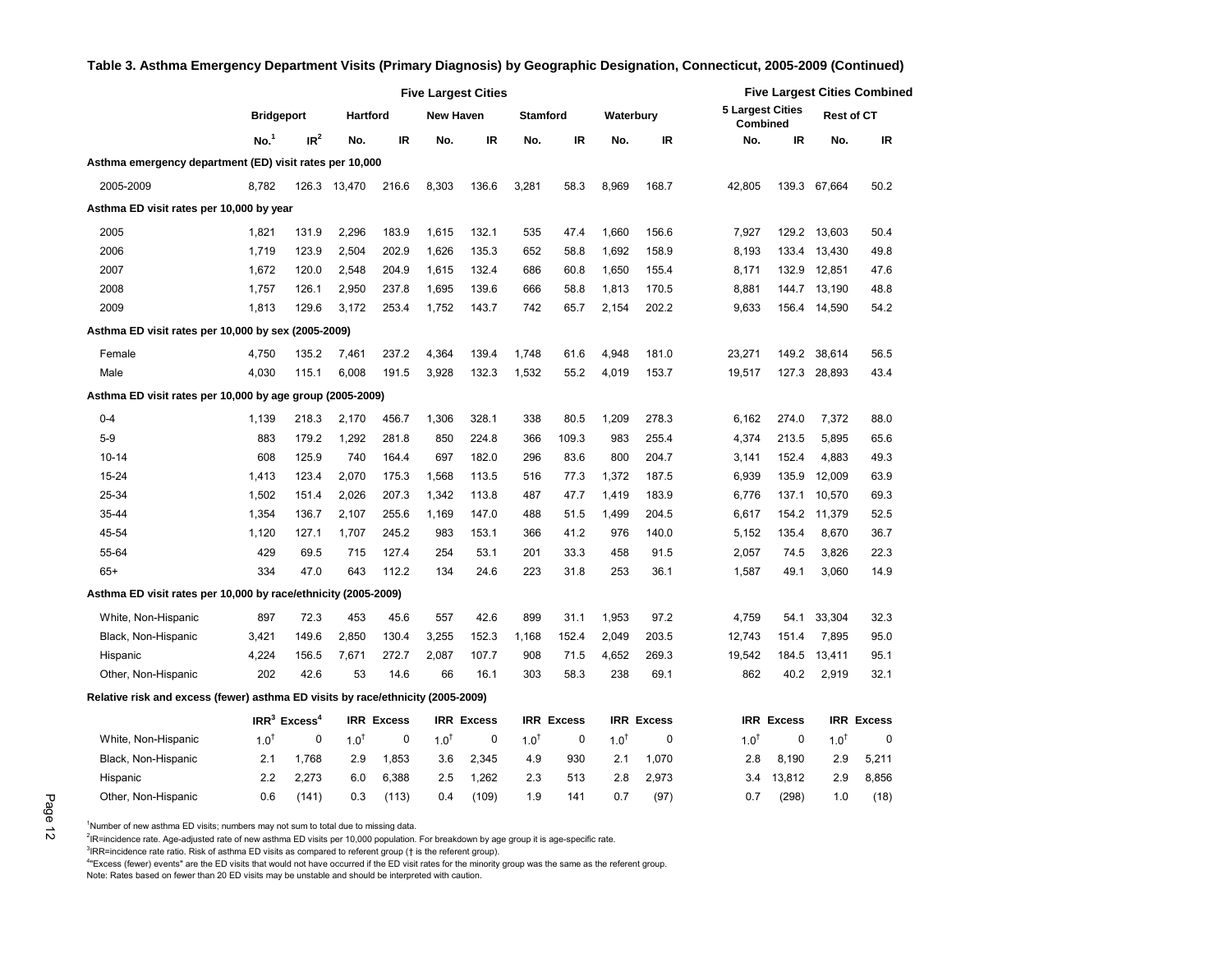**Table 3. Asthma Emergency Department Visits (Primary Diagnosis) by Geographic Designation, Connecticut, 2005-2009 (Continued)**

| | Five Largest Cities | | | | | | | | | | Five Largest Cities Combined | | | |
|---|---|---|---|---|---|---|---|---|---|---|---|---|---|---|
| | Bridgeport | | Hartford | | New Haven | | Stamford | | Waterbury | | 5 Largest Cities Combined | | Rest of CT | |
| | No.[1] | IR[2] | No. | IR | No. | IR | No. | IR | No. | IR | No. | IR | No. | IR |
| **Asthma emergency department (ED) visit rates per 10,000** | | | | | | | | | | | | | | |
| 2005-2009 | 8,782 | 126.3 | 13,470 | 216.6 | 8,303 | 136.6 | 3,281 | 58.3 | 8,969 | 168.7 | 42,805 | 139.3 | 67,664 | 50.2 |
| **Asthma ED visit rates per 10,000 by year** | | | | | | | | | | | | | | |
| 2005 | 1,821 | 131.9 | 2,296 | 183.9 | 1,615 | 132.1 | 535 | 47.4 | 1,660 | 156.6 | 7,927 | 129.2 | 13,603 | 50.4 |
| 2006 | 1,719 | 123.9 | 2,504 | 202.9 | 1,626 | 135.3 | 652 | 58.8 | 1,692 | 158.9 | 8,193 | 133.4 | 13,430 | 49.8 |
| 2007 | 1,672 | 120.0 | 2,548 | 204.9 | 1,615 | 132.4 | 686 | 60.8 | 1,650 | 155.4 | 8,171 | 132.9 | 12,851 | 47.6 |
| 2008 | 1,757 | 126.1 | 2,950 | 237.8 | 1,695 | 139.6 | 666 | 58.8 | 1,813 | 170.5 | 8,881 | 144.7 | 13,190 | 48.8 |
| 2009 | 1,813 | 129.6 | 3,172 | 253.4 | 1,752 | 143.7 | 742 | 65.7 | 2,154 | 202.2 | 9,633 | 156.4 | 14,590 | 54.2 |
| **Asthma ED visit rates per 10,000 by sex (2005-2009)** | | | | | | | | | | | | | | |
| Female | 4,750 | 135.2 | 7,461 | 237.2 | 4,364 | 139.4 | 1,748 | 61.6 | 4,948 | 181.0 | 23,271 | 149.2 | 38,614 | 56.5 |
| Male | 4,030 | 115.1 | 6,008 | 191.5 | 3,928 | 132.3 | 1,532 | 55.2 | 4,019 | 153.7 | 19,517 | 127.3 | 28,893 | 43.4 |
| **Asthma ED visit rates per 10,000 by age group (2005-2009)** | | | | | | | | | | | | | | |
| 0-4 | 1,139 | 218.3 | 2,170 | 456.7 | 1,306 | 328.1 | 338 | 80.5 | 1,209 | 278.3 | 6,162 | 274.0 | 7,372 | 88.0 |
| 5-9 | 883 | 179.2 | 1,292 | 281.8 | 850 | 224.8 | 366 | 109.3 | 983 | 255.4 | 4,374 | 213.5 | 5,895 | 65.6 |
| 10-14 | 608 | 125.9 | 740 | 164.4 | 697 | 182.0 | 296 | 83.6 | 800 | 204.7 | 3,141 | 152.4 | 4,883 | 49.3 |
| 15-24 | 1,413 | 123.4 | 2,070 | 175.3 | 1,568 | 113.5 | 516 | 77.3 | 1,372 | 187.5 | 6,939 | 135.9 | 12,009 | 63.9 |
| 25-34 | 1,502 | 151.4 | 2,026 | 207.3 | 1,342 | 113.8 | 487 | 47.7 | 1,419 | 183.9 | 6,776 | 137.1 | 10,570 | 69.3 |
| 35-44 | 1,354 | 136.7 | 2,107 | 255.6 | 1,169 | 147.0 | 488 | 51.5 | 1,499 | 204.5 | 6,617 | 154.2 | 11,379 | 52.5 |
| 45-54 | 1,120 | 127.1 | 1,707 | 245.2 | 983 | 153.1 | 366 | 41.2 | 976 | 140.0 | 5,152 | 135.4 | 8,670 | 36.7 |
| 55-64 | 429 | 69.5 | 715 | 127.4 | 254 | 53.1 | 201 | 33.3 | 458 | 91.5 | 2,057 | 74.5 | 3,826 | 22.3 |
| 65+ | 334 | 47.0 | 643 | 112.2 | 134 | 24.6 | 223 | 31.8 | 253 | 36.1 | 1,587 | 49.1 | 3,060 | 14.9 |
| **Asthma ED visit rates per 10,000 by race/ethnicity (2005-2009)** | | | | | | | | | | | | | | |
| White, Non-Hispanic | 897 | 72.3 | 453 | 45.6 | 557 | 42.6 | 899 | 31.1 | 1,953 | 97.2 | 4,759 | 54.1 | 33,304 | 32.3 |
| Black, Non-Hispanic | 3,421 | 149.6 | 2,850 | 130.4 | 3,255 | 152.3 | 1,168 | 152.4 | 2,049 | 203.5 | 12,743 | 151.4 | 7,895 | 95.0 |
| Hispanic | 4,224 | 156.5 | 7,671 | 272.7 | 2,087 | 107.7 | 908 | 71.5 | 4,652 | 269.3 | 19,542 | 184.5 | 13,411 | 95.1 |
| Other, Non-Hispanic | 202 | 42.6 | 53 | 14.6 | 66 | 16.1 | 303 | 58.3 | 238 | 69.1 | 862 | 40.2 | 2,919 | 32.1 |
| **Relative risk and excess (fewer) asthma ED visits by race/ethnicity (2005-2009)** | | | | | | | | | | | | | | |
| | IRR[3] | Excess[4] | IRR | Excess | IRR | Excess | IRR | Excess | IRR | Excess | IRR | Excess | IRR | Excess |
| White, Non-Hispanic | 1.0† | 0 | 1.0† | 0 | 1.0† | 0 | 1.0† | 0 | 1.0† | 0 | 1.0† | 0 | 1.0† | 0 |
| Black, Non-Hispanic | 2.1 | 1,768 | 2.9 | 1,853 | 3.6 | 2,345 | 4.9 | 930 | 2.1 | 1,070 | 2.8 | 8,190 | 2.9 | 5,211 |
| Hispanic | 2.2 | 2,273 | 6.0 | 6,388 | 2.5 | 1,262 | 2.3 | 513 | 2.8 | 2,973 | 3.4 | 13,812 | 2.9 | 8,856 |
| Other, Non-Hispanic | 0.6 | (141) | 0.3 | (113) | 0.4 | (109) | 1.9 | 141 | 0.7 | (97) | 0.7 | (298) | 1.0 | (18) |

[1]Number of new asthma ED visits; numbers may not sum to total due to missing data.

[2]IR=incidence rate. Age-adjusted rate of new asthma ED visits per 10,000 population. For breakdown by age group it is age-specific rate.

[3]IRR=incidence rate ratio. Risk of asthma ED visits as compared to referent group († is the referent group).

[4]"Excess (fewer) events" are the ED visits that would not have occurred if the ED visit rates for the minority group was the same as the referent group.

Note: Rates based on fewer than 20 ED visits may be unstable and should be interpreted with caution.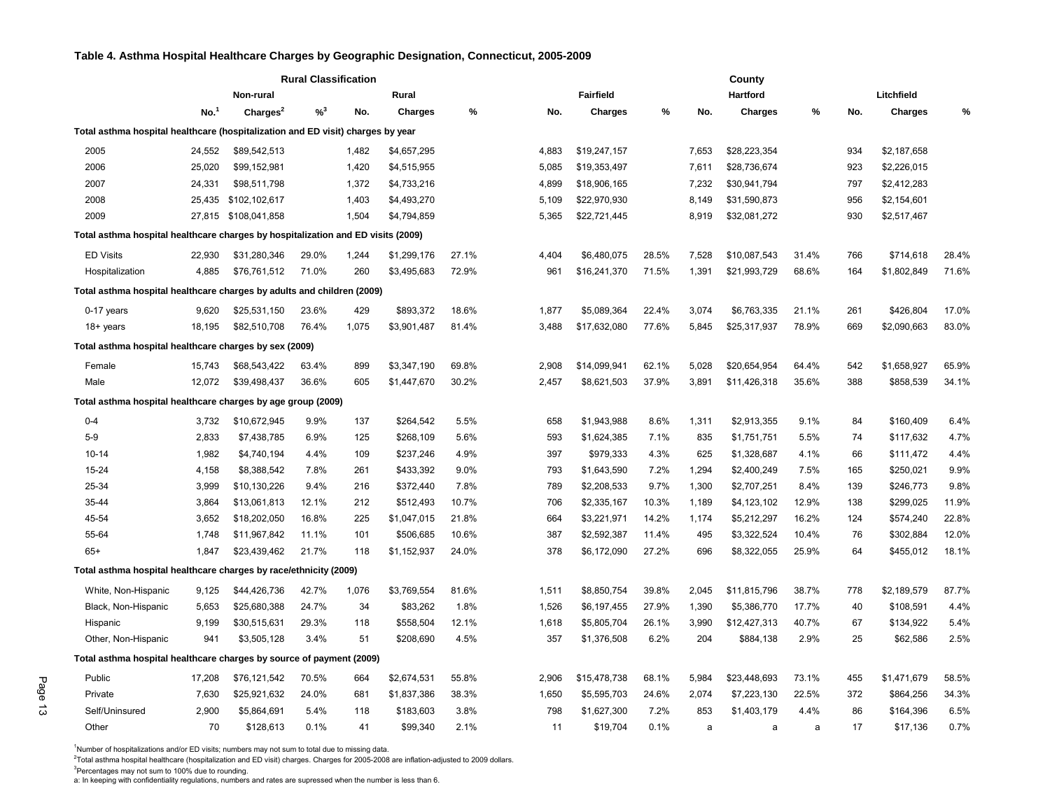**Table 4. Asthma Hospital Healthcare Charges by Geographic Designation, Connecticut, 2005-2009**

| | Rural Classification | | | | | | County | | | | | | | | |
|---|---|---|---|---|---|---|---|---|---|---|---|---|---|---|---|
| | Non-rural | | | Rural | | | Fairfield | | | Hartford | | | Litchfield | | |
| | No.[1] | Charges[2] | %[3] | No. | Charges | % | No. | Charges | % | No. | Charges | % | No. | Charges | % |
| **Total asthma hospital healthcare (hospitalization and ED visit) charges by year** | | | | | | | | | | | | | | | |
| 2005 | 24,552 | $89,542,513 | | 1,482 | $4,657,295 | | 4,883 | $19,247,157 | | 7,653 | $28,223,354 | | 934 | $2,187,658 | |
| 2006 | 25,020 | $99,152,981 | | 1,420 | $4,515,955 | | 5,085 | $19,353,497 | | 7,611 | $28,736,674 | | 923 | $2,226,015 | |
| 2007 | 24,331 | $98,511,798 | | 1,372 | $4,733,216 | | 4,899 | $18,906,165 | | 7,232 | $30,941,794 | | 797 | $2,412,283 | |
| 2008 | 25,435 | $102,102,617 | | 1,403 | $4,493,270 | | 5,109 | $22,970,930 | | 8,149 | $31,590,873 | | 956 | $2,154,601 | |
| 2009 | 27,815 | $108,041,858 | | 1,504 | $4,794,859 | | 5,365 | $22,721,445 | | 8,919 | $32,081,272 | | 930 | $2,517,467 | |
| **Total asthma hospital healthcare charges by hospitalization and ED visits (2009)** | | | | | | | | | | | | | | | |
| ED Visits | 22,930 | $31,280,346 | 29.0% | 1,244 | $1,299,176 | 27.1% | 4,404 | $6,480,075 | 28.5% | 7,528 | $10,087,543 | 31.4% | 766 | $714,618 | 28.4% |
| Hospitalization | 4,885 | $76,761,512 | 71.0% | 260 | $3,495,683 | 72.9% | 961 | $16,241,370 | 71.5% | 1,391 | $21,993,729 | 68.6% | 164 | $1,802,849 | 71.6% |
| **Total asthma hospital healthcare charges by adults and children (2009)** | | | | | | | | | | | | | | | |
| 0-17 years | 9,620 | $25,531,150 | 23.6% | 429 | $893,372 | 18.6% | 1,877 | $5,089,364 | 22.4% | 3,074 | $6,763,335 | 21.1% | 261 | $426,804 | 17.0% |
| 18+ years | 18,195 | $82,510,708 | 76.4% | 1,075 | $3,901,487 | 81.4% | 3,488 | $17,632,080 | 77.6% | 5,845 | $25,317,937 | 78.9% | 669 | $2,090,663 | 83.0% |
| **Total asthma hospital healthcare charges by sex (2009)** | | | | | | | | | | | | | | | |
| Female | 15,743 | $68,543,422 | 63.4% | 899 | $3,347,190 | 69.8% | 2,908 | $14,099,941 | 62.1% | 5,028 | $20,654,954 | 64.4% | 542 | $1,658,927 | 65.9% |
| Male | 12,072 | $39,498,437 | 36.6% | 605 | $1,447,670 | 30.2% | 2,457 | $8,621,503 | 37.9% | 3,891 | $11,426,318 | 35.6% | 388 | $858,539 | 34.1% |
| **Total asthma hospital healthcare charges by age group (2009)** | | | | | | | | | | | | | | | |
| 0-4 | 3,732 | $10,672,945 | 9.9% | 137 | $264,542 | 5.5% | 658 | $1,943,988 | 8.6% | 1,311 | $2,913,355 | 9.1% | 84 | $160,409 | 6.4% |
| 5-9 | 2,833 | $7,438,785 | 6.9% | 125 | $268,109 | 5.6% | 593 | $1,624,385 | 7.1% | 835 | $1,751,751 | 5.5% | 74 | $117,632 | 4.7% |
| 10-14 | 1,982 | $4,740,194 | 4.4% | 109 | $237,246 | 4.9% | 397 | $979,333 | 4.3% | 625 | $1,328,687 | 4.1% | 66 | $111,472 | 4.4% |
| 15-24 | 4,158 | $8,388,542 | 7.8% | 261 | $433,392 | 9.0% | 793 | $1,643,590 | 7.2% | 1,294 | $2,400,249 | 7.5% | 165 | $250,021 | 9.9% |
| 25-34 | 3,999 | $10,130,226 | 9.4% | 216 | $372,440 | 7.8% | 789 | $2,208,533 | 9.7% | 1,300 | $2,707,251 | 8.4% | 139 | $246,773 | 9.8% |
| 35-44 | 3,864 | $13,061,813 | 12.1% | 212 | $512,493 | 10.7% | 706 | $2,335,167 | 10.3% | 1,189 | $4,123,102 | 12.9% | 138 | $299,025 | 11.9% |
| 45-54 | 3,652 | $18,202,050 | 16.8% | 225 | $1,047,015 | 21.8% | 664 | $3,221,971 | 14.2% | 1,174 | $5,212,297 | 16.2% | 124 | $574,240 | 22.8% |
| 55-64 | 1,748 | $11,967,842 | 11.1% | 101 | $506,685 | 10.6% | 387 | $2,592,387 | 11.4% | 495 | $3,322,524 | 10.4% | 76 | $302,884 | 12.0% |
| 65+ | 1,847 | $23,439,462 | 21.7% | 118 | $1,152,937 | 24.0% | 378 | $6,172,090 | 27.2% | 696 | $8,322,055 | 25.9% | 64 | $455,012 | 18.1% |
| **Total asthma hospital healthcare charges by race/ethnicity (2009)** | | | | | | | | | | | | | | | |
| White, Non-Hispanic | 9,125 | $44,426,736 | 42.7% | 1,076 | $3,769,554 | 81.6% | 1,511 | $8,850,754 | 39.8% | 2,045 | $11,815,796 | 38.7% | 778 | $2,189,579 | 87.7% |
| Black, Non-Hispanic | 5,653 | $25,680,388 | 24.7% | 34 | $83,262 | 1.8% | 1,526 | $6,197,455 | 27.9% | 1,390 | $5,386,770 | 17.7% | 40 | $108,591 | 4.4% |
| Hispanic | 9,199 | $30,515,631 | 29.3% | 118 | $558,504 | 12.1% | 1,618 | $5,805,704 | 26.1% | 3,990 | $12,427,313 | 40.7% | 67 | $134,922 | 5.4% |
| Other, Non-Hispanic | 941 | $3,505,128 | 3.4% | 51 | $208,690 | 4.5% | 357 | $1,376,508 | 6.2% | 204 | $884,138 | 2.9% | 25 | $62,586 | 2.5% |
| **Total asthma hospital healthcare charges by source of payment (2009)** | | | | | | | | | | | | | | | |
| Public | 17,208 | $76,121,542 | 70.5% | 664 | $2,674,531 | 55.8% | 2,906 | $15,478,738 | 68.1% | 5,984 | $23,448,693 | 73.1% | 455 | $1,471,679 | 58.5% |
| Private | 7,630 | $25,921,632 | 24.0% | 681 | $1,837,386 | 38.3% | 1,650 | $5,595,703 | 24.6% | 2,074 | $7,223,130 | 22.5% | 372 | $864,256 | 34.3% |
| Self/Uninsured | 2,900 | $5,864,691 | 5.4% | 118 | $183,603 | 3.8% | 798 | $1,627,300 | 7.2% | 853 | $1,403,179 | 4.4% | 86 | $164,396 | 6.5% |
| Other | 70 | $128,613 | 0.1% | 41 | $99,340 | 2.1% | 11 | $19,704 | 0.1% | a | a | a | 17 | $17,136 | 0.7% |

[1]Number of hospitalizations and/or ED visits; numbers may not sum to total due to missing data.
[2]Total asthma hospital healthcare (hospitalization and ED visit) charges. Charges for 2005-2008 are inflation-adjusted to 2009 dollars.
[3]Percentages may not sum to 100% due to rounding.
a: In keeping with confidentiality regulations, numbers and rates are supressed when the number is less than 6.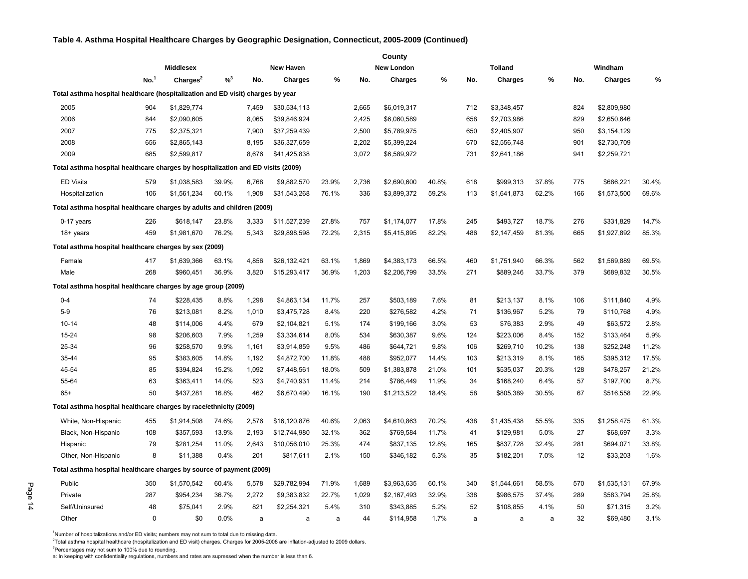### Table 4. Asthma Hospital Healthcare Charges by Geographic Designation, Connecticut, 2005-2009 (Continued)

| | County | | | | | | | | | | | | | | |
|---|---|---|---|---|---|---|---|---|---|---|---|---|---|---|---|
| | Middlesex | | | New Haven | | | New London | | | Tolland | | | Windham | | |
| | No.[1] | Charges[2] | %[3] | No. | Charges | % | No. | Charges | % | No. | Charges | % | No. | Charges | % |
| **Total asthma hospital healthcare (hospitalization and ED visit) charges by year** | | | | | | | | | | | | | | | |
| 2005 | 904 | $1,829,774 | | 7,459 | $30,534,113 | | 2,665 | $6,019,317 | | 712 | $3,348,457 | | 824 | $2,809,980 | |
| 2006 | 844 | $2,090,605 | | 8,065 | $39,846,924 | | 2,425 | $6,060,589 | | 658 | $2,703,986 | | 829 | $2,650,646 | |
| 2007 | 775 | $2,375,321 | | 7,900 | $37,259,439 | | 2,500 | $5,789,975 | | 650 | $2,405,907 | | 950 | $3,154,129 | |
| 2008 | 656 | $2,865,143 | | 8,195 | $36,327,659 | | 2,202 | $5,399,224 | | 670 | $2,556,748 | | 901 | $2,730,709 | |
| 2009 | 685 | $2,599,817 | | 8,676 | $41,425,838 | | 3,072 | $6,589,972 | | 731 | $2,641,186 | | 941 | $2,259,721 | |
| **Total asthma hospital healthcare charges by hospitalization and ED visits (2009)** | | | | | | | | | | | | | | | |
| ED Visits | 579 | $1,038,583 | 39.9% | 6,768 | $9,882,570 | 23.9% | 2,736 | $2,690,600 | 40.8% | 618 | $999,313 | 37.8% | 775 | $686,221 | 30.4% |
| Hospitalization | 106 | $1,561,234 | 60.1% | 1,908 | $31,543,268 | 76.1% | 336 | $3,899,372 | 59.2% | 113 | $1,641,873 | 62.2% | 166 | $1,573,500 | 69.6% |
| **Total asthma hospital healthcare charges by adults and children (2009)** | | | | | | | | | | | | | | | |
| 0-17 years | 226 | $618,147 | 23.8% | 3,333 | $11,527,239 | 27.8% | 757 | $1,174,077 | 17.8% | 245 | $493,727 | 18.7% | 276 | $331,829 | 14.7% |
| 18+ years | 459 | $1,981,670 | 76.2% | 5,343 | $29,898,598 | 72.2% | 2,315 | $5,415,895 | 82.2% | 486 | $2,147,459 | 81.3% | 665 | $1,927,892 | 85.3% |
| **Total asthma hospital healthcare charges by sex (2009)** | | | | | | | | | | | | | | | |
| Female | 417 | $1,639,366 | 63.1% | 4,856 | $26,132,421 | 63.1% | 1,869 | $4,383,173 | 66.5% | 460 | $1,751,940 | 66.3% | 562 | $1,569,889 | 69.5% |
| Male | 268 | $960,451 | 36.9% | 3,820 | $15,293,417 | 36.9% | 1,203 | $2,206,799 | 33.5% | 271 | $889,246 | 33.7% | 379 | $689,832 | 30.5% |
| **Total asthma hospital healthcare charges by age group (2009)** | | | | | | | | | | | | | | | |
| 0-4 | 74 | $228,435 | 8.8% | 1,298 | $4,863,134 | 11.7% | 257 | $503,189 | 7.6% | 81 | $213,137 | 8.1% | 106 | $111,840 | 4.9% |
| 5-9 | 76 | $213,081 | 8.2% | 1,010 | $3,475,728 | 8.4% | 220 | $276,582 | 4.2% | 71 | $136,967 | 5.2% | 79 | $110,768 | 4.9% |
| 10-14 | 48 | $114,006 | 4.4% | 679 | $2,104,821 | 5.1% | 174 | $199,166 | 3.0% | 53 | $76,383 | 2.9% | 49 | $63,572 | 2.8% |
| 15-24 | 98 | $206,603 | 7.9% | 1,259 | $3,334,614 | 8.0% | 534 | $630,387 | 9.6% | 124 | $223,006 | 8.4% | 152 | $133,464 | 5.9% |
| 25-34 | 96 | $258,570 | 9.9% | 1,161 | $3,914,859 | 9.5% | 486 | $644,721 | 9.8% | 106 | $269,710 | 10.2% | 138 | $252,248 | 11.2% |
| 35-44 | 95 | $383,605 | 14.8% | 1,192 | $4,872,700 | 11.8% | 488 | $952,077 | 14.4% | 103 | $213,319 | 8.1% | 165 | $395,312 | 17.5% |
| 45-54 | 85 | $394,824 | 15.2% | 1,092 | $7,448,561 | 18.0% | 509 | $1,383,878 | 21.0% | 101 | $535,037 | 20.3% | 128 | $478,257 | 21.2% |
| 55-64 | 63 | $363,411 | 14.0% | 523 | $4,740,931 | 11.4% | 214 | $786,449 | 11.9% | 34 | $168,240 | 6.4% | 57 | $197,700 | 8.7% |
| 65+ | 50 | $437,281 | 16.8% | 462 | $6,670,490 | 16.1% | 190 | $1,213,522 | 18.4% | 58 | $805,389 | 30.5% | 67 | $516,558 | 22.9% |
| **Total asthma hospital healthcare charges by race/ethnicity (2009)** | | | | | | | | | | | | | | | |
| White, Non-Hispanic | 455 | $1,914,508 | 74.6% | 2,576 | $16,120,876 | 40.6% | 2,063 | $4,610,863 | 70.2% | 438 | $1,435,438 | 55.5% | 335 | $1,258,475 | 61.3% |
| Black, Non-Hispanic | 108 | $357,593 | 13.9% | 2,193 | $12,744,980 | 32.1% | 362 | $769,584 | 11.7% | 41 | $129,981 | 5.0% | 27 | $68,697 | 3.3% |
| Hispanic | 79 | $281,254 | 11.0% | 2,643 | $10,056,010 | 25.3% | 474 | $837,135 | 12.8% | 165 | $837,728 | 32.4% | 281 | $694,071 | 33.8% |
| Other, Non-Hispanic | 8 | $11,388 | 0.4% | 201 | $817,611 | 2.1% | 150 | $346,182 | 5.3% | 35 | $182,201 | 7.0% | 12 | $33,203 | 1.6% |
| **Total asthma hospital healthcare charges by source of payment (2009)** | | | | | | | | | | | | | | | |
| Public | 350 | $1,570,542 | 60.4% | 5,578 | $29,782,994 | 71.9% | 1,689 | $3,963,635 | 60.1% | 340 | $1,544,661 | 58.5% | 570 | $1,535,131 | 67.9% |
| Private | 287 | $954,234 | 36.7% | 2,272 | $9,383,832 | 22.7% | 1,029 | $2,167,493 | 32.9% | 338 | $986,575 | 37.4% | 289 | $583,794 | 25.8% |
| Self/Uninsured | 48 | $75,041 | 2.9% | 821 | $2,254,321 | 5.4% | 310 | $343,885 | 5.2% | 52 | $108,855 | 4.1% | 50 | $71,315 | 3.2% |
| Other | 0 | $0 | 0.0% | a | a | a | 44 | $114,958 | 1.7% | a | a | a | 32 | $69,480 | 3.1% |

[1]Number of hospitalizations and/or ED visits; numbers may not sum to total due to missing data.
[2]Total asthma hospital healthcare (hospitalization and ED visit) charges. Charges for 2005-2008 are inflation-adjusted to 2009 dollars.
[3]Percentages may not sum to 100% due to rounding.
a: In keeping with confidentiality regulations, numbers and rates are supressed when the number is less than 6.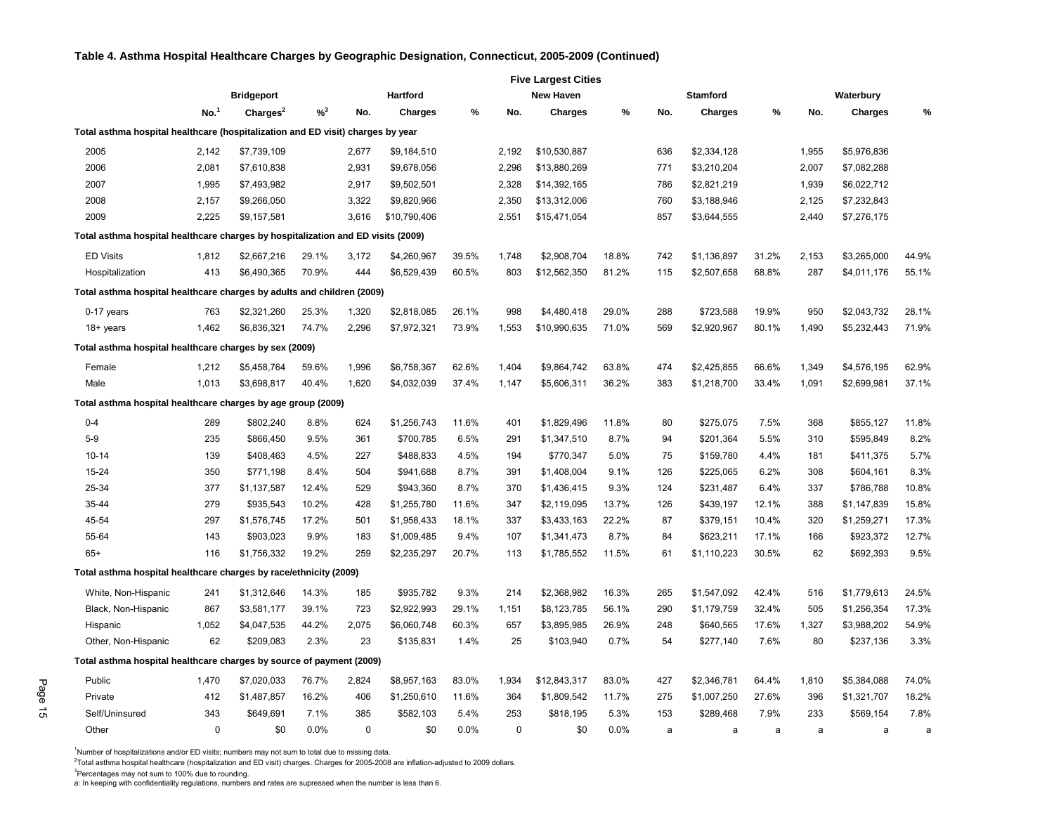**Table 4. Asthma Hospital Healthcare Charges by Geographic Designation, Connecticut, 2005-2009 (Continued)**

| | Five Largest Cities | | | | | | | | | | | | | | |
|---|---|---|---|---|---|---|---|---|---|---|---|---|---|---|---|
| | Bridgeport | | | Hartford | | | New Haven | | | Stamford | | | Waterbury | | |
| | No.[1] | Charges[2] | %[3] | No. | Charges | % | No. | Charges | % | No. | Charges | % | No. | Charges | % |
| **Total asthma hospital healthcare (hospitalization and ED visit) charges by year** | | | | | | | | | | | | | | | |
| 2005 | 2,142 | $7,739,109 | | 2,677 | $9,184,510 | | 2,192 | $10,530,887 | | 636 | $2,334,128 | | 1,955 | $5,976,836 | |
| 2006 | 2,081 | $7,610,838 | | 2,931 | $9,678,056 | | 2,296 | $13,880,269 | | 771 | $3,210,204 | | 2,007 | $7,082,288 | |
| 2007 | 1,995 | $7,493,982 | | 2,917 | $9,502,501 | | 2,328 | $14,392,165 | | 786 | $2,821,219 | | 1,939 | $6,022,712 | |
| 2008 | 2,157 | $9,266,050 | | 3,322 | $9,820,966 | | 2,350 | $13,312,006 | | 760 | $3,188,946 | | 2,125 | $7,232,843 | |
| 2009 | 2,225 | $9,157,581 | | 3,616 | $10,790,406 | | 2,551 | $15,471,054 | | 857 | $3,644,555 | | 2,440 | $7,276,175 | |
| **Total asthma hospital healthcare charges by hospitalization and ED visits (2009)** | | | | | | | | | | | | | | | |
| ED Visits | 1,812 | $2,667,216 | 29.1% | 3,172 | $4,260,967 | 39.5% | 1,748 | $2,908,704 | 18.8% | 742 | $1,136,897 | 31.2% | 2,153 | $3,265,000 | 44.9% |
| Hospitalization | 413 | $6,490,365 | 70.9% | 444 | $6,529,439 | 60.5% | 803 | $12,562,350 | 81.2% | 115 | $2,507,658 | 68.8% | 287 | $4,011,176 | 55.1% |
| **Total asthma hospital healthcare charges by adults and children (2009)** | | | | | | | | | | | | | | | |
| 0-17 years | 763 | $2,321,260 | 25.3% | 1,320 | $2,818,085 | 26.1% | 998 | $4,480,418 | 29.0% | 288 | $723,588 | 19.9% | 950 | $2,043,732 | 28.1% |
| 18+ years | 1,462 | $6,836,321 | 74.7% | 2,296 | $7,972,321 | 73.9% | 1,553 | $10,990,635 | 71.0% | 569 | $2,920,967 | 80.1% | 1,490 | $5,232,443 | 71.9% |
| **Total asthma hospital healthcare charges by sex (2009)** | | | | | | | | | | | | | | | |
| Female | 1,212 | $5,458,764 | 59.6% | 1,996 | $6,758,367 | 62.6% | 1,404 | $9,864,742 | 63.8% | 474 | $2,425,855 | 66.6% | 1,349 | $4,576,195 | 62.9% |
| Male | 1,013 | $3,698,817 | 40.4% | 1,620 | $4,032,039 | 37.4% | 1,147 | $5,606,311 | 36.2% | 383 | $1,218,700 | 33.4% | 1,091 | $2,699,981 | 37.1% |
| **Total asthma hospital healthcare charges by age group (2009)** | | | | | | | | | | | | | | | |
| 0-4 | 289 | $802,240 | 8.8% | 624 | $1,256,743 | 11.6% | 401 | $1,829,496 | 11.8% | 80 | $275,075 | 7.5% | 368 | $855,127 | 11.8% |
| 5-9 | 235 | $866,450 | 9.5% | 361 | $700,785 | 6.5% | 291 | $1,347,510 | 8.7% | 94 | $201,364 | 5.5% | 310 | $595,849 | 8.2% |
| 10-14 | 139 | $408,463 | 4.5% | 227 | $488,833 | 4.5% | 194 | $770,347 | 5.0% | 75 | $159,780 | 4.4% | 181 | $411,375 | 5.7% |
| 15-24 | 350 | $771,198 | 8.4% | 504 | $941,688 | 8.7% | 391 | $1,408,004 | 9.1% | 126 | $225,065 | 6.2% | 308 | $604,161 | 8.3% |
| 25-34 | 377 | $1,137,587 | 12.4% | 529 | $943,360 | 8.7% | 370 | $1,436,415 | 9.3% | 124 | $231,487 | 6.4% | 337 | $786,788 | 10.8% |
| 35-44 | 279 | $935,543 | 10.2% | 428 | $1,255,780 | 11.6% | 347 | $2,119,095 | 13.7% | 126 | $439,197 | 12.1% | 388 | $1,147,839 | 15.8% |
| 45-54 | 297 | $1,576,745 | 17.2% | 501 | $1,958,433 | 18.1% | 337 | $3,433,163 | 22.2% | 87 | $379,151 | 10.4% | 320 | $1,259,271 | 17.3% |
| 55-64 | 143 | $903,023 | 9.9% | 183 | $1,009,485 | 9.4% | 107 | $1,341,473 | 8.7% | 84 | $623,211 | 17.1% | 166 | $923,372 | 12.7% |
| 65+ | 116 | $1,756,332 | 19.2% | 259 | $2,235,297 | 20.7% | 113 | $1,785,552 | 11.5% | 61 | $1,110,223 | 30.5% | 62 | $692,393 | 9.5% |
| **Total asthma hospital healthcare charges by race/ethnicity (2009)** | | | | | | | | | | | | | | | |
| White, Non-Hispanic | 241 | $1,312,646 | 14.3% | 185 | $935,782 | 9.3% | 214 | $2,368,982 | 16.3% | 265 | $1,547,092 | 42.4% | 516 | $1,779,613 | 24.5% |
| Black, Non-Hispanic | 867 | $3,581,177 | 39.1% | 723 | $2,922,993 | 29.1% | 1,151 | $8,123,785 | 56.1% | 290 | $1,179,759 | 32.4% | 505 | $1,256,354 | 17.3% |
| Hispanic | 1,052 | $4,047,535 | 44.2% | 2,075 | $6,060,748 | 60.3% | 657 | $3,895,985 | 26.9% | 248 | $640,565 | 17.6% | 1,327 | $3,988,202 | 54.9% |
| Other, Non-Hispanic | 62 | $209,083 | 2.3% | 23 | $135,831 | 1.4% | 25 | $103,940 | 0.7% | 54 | $277,140 | 7.6% | 80 | $237,136 | 3.3% |
| **Total asthma hospital healthcare charges by source of payment (2009)** | | | | | | | | | | | | | | | |
| Public | 1,470 | $7,020,033 | 76.7% | 2,824 | $8,957,163 | 83.0% | 1,934 | $12,843,317 | 83.0% | 427 | $2,346,781 | 64.4% | 1,810 | $5,384,088 | 74.0% |
| Private | 412 | $1,487,857 | 16.2% | 406 | $1,250,610 | 11.6% | 364 | $1,809,542 | 11.7% | 275 | $1,007,250 | 27.6% | 396 | $1,321,707 | 18.2% |
| Self/Uninsured | 343 | $649,691 | 7.1% | 385 | $582,103 | 5.4% | 253 | $818,195 | 5.3% | 153 | $289,468 | 7.9% | 233 | $569,154 | 7.8% |
| Other | 0 | $0 | 0.0% | 0 | $0 | 0.0% | 0 | $0 | 0.0% | a | a | a | a | a | a |

[1]Number of hospitalizations and/or ED visits; numbers may not sum to total due to missing data.

[2]Total asthma hospital healthcare (hospitalization and ED visit) charges. Charges for 2005-2008 are inflation-adjusted to 2009 dollars.

[3]Percentages may not sum to 100% due to rounding.

a: In keeping with confidentiality regulations, numbers and rates are supressed when the number is less than 6.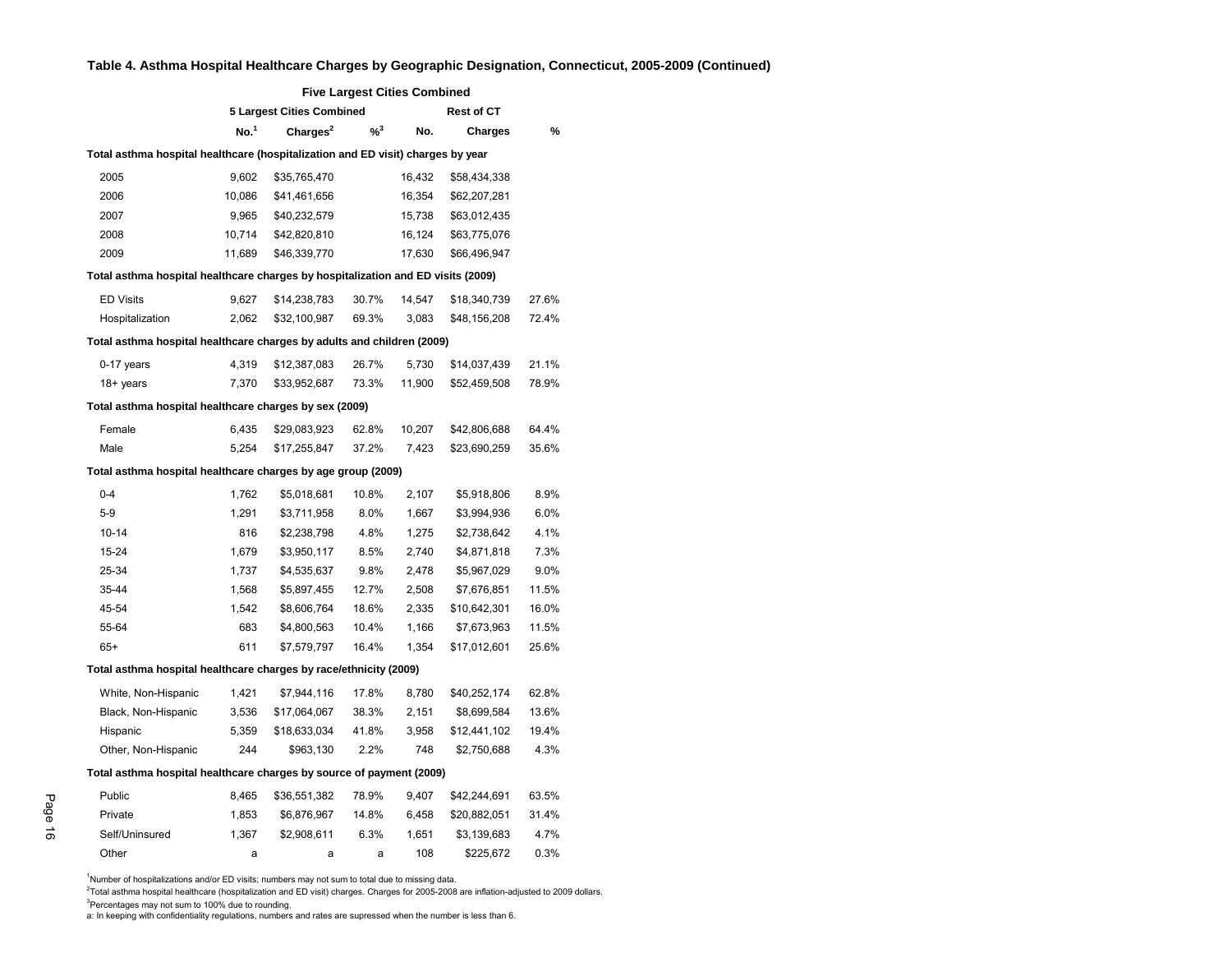**Table 4. Asthma Hospital Healthcare Charges by Geographic Designation, Connecticut, 2005-2009 (Continued)**

| Five Largest Cities Combined | | | | | | |
|---|---|---|---|---|---|---|
| | 5 Largest Cities Combined | | | Rest of CT | | |
| | No.[1] | Charges[2] | %[3] | No. | Charges | % |
| **Total asthma hospital healthcare (hospitalization and ED visit) charges by year** | | | | | | |
| 2005 | 9,602 | $35,765,470 | | 16,432 | $58,434,338 | |
| 2006 | 10,086 | $41,461,656 | | 16,354 | $62,207,281 | |
| 2007 | 9,965 | $40,232,579 | | 15,738 | $63,012,435 | |
| 2008 | 10,714 | $42,820,810 | | 16,124 | $63,775,076 | |
| 2009 | 11,689 | $46,339,770 | | 17,630 | $66,496,947 | |
| **Total asthma hospital healthcare charges by hospitalization and ED visits (2009)** | | | | | | |
| ED Visits | 9,627 | $14,238,783 | 30.7% | 14,547 | $18,340,739 | 27.6% |
| Hospitalization | 2,062 | $32,100,987 | 69.3% | 3,083 | $48,156,208 | 72.4% |
| **Total asthma hospital healthcare charges by adults and children (2009)** | | | | | | |
| 0-17 years | 4,319 | $12,387,083 | 26.7% | 5,730 | $14,037,439 | 21.1% |
| 18+ years | 7,370 | $33,952,687 | 73.3% | 11,900 | $52,459,508 | 78.9% |
| **Total asthma hospital healthcare charges by sex (2009)** | | | | | | |
| Female | 6,435 | $29,083,923 | 62.8% | 10,207 | $42,806,688 | 64.4% |
| Male | 5,254 | $17,255,847 | 37.2% | 7,423 | $23,690,259 | 35.6% |
| **Total asthma hospital healthcare charges by age group (2009)** | | | | | | |
| 0-4 | 1,762 | $5,018,681 | 10.8% | 2,107 | $5,918,806 | 8.9% |
| 5-9 | 1,291 | $3,711,958 | 8.0% | 1,667 | $3,994,936 | 6.0% |
| 10-14 | 816 | $2,238,798 | 4.8% | 1,275 | $2,738,642 | 4.1% |
| 15-24 | 1,679 | $3,950,117 | 8.5% | 2,740 | $4,871,818 | 7.3% |
| 25-34 | 1,737 | $4,535,637 | 9.8% | 2,478 | $5,967,029 | 9.0% |
| 35-44 | 1,568 | $5,897,455 | 12.7% | 2,508 | $7,676,851 | 11.5% |
| 45-54 | 1,542 | $8,606,764 | 18.6% | 2,335 | $10,642,301 | 16.0% |
| 55-64 | 683 | $4,800,563 | 10.4% | 1,166 | $7,673,963 | 11.5% |
| 65+ | 611 | $7,579,797 | 16.4% | 1,354 | $17,012,601 | 25.6% |
| **Total asthma hospital healthcare charges by race/ethnicity (2009)** | | | | | | |
| White, Non-Hispanic | 1,421 | $7,944,116 | 17.8% | 8,780 | $40,252,174 | 62.8% |
| Black, Non-Hispanic | 3,536 | $17,064,067 | 38.3% | 2,151 | $8,699,584 | 13.6% |
| Hispanic | 5,359 | $18,633,034 | 41.8% | 3,958 | $12,441,102 | 19.4% |
| Other, Non-Hispanic | 244 | $963,130 | 2.2% | 748 | $2,750,688 | 4.3% |
| **Total asthma hospital healthcare charges by source of payment (2009)** | | | | | | |
| Public | 8,465 | $36,551,382 | 78.9% | 9,407 | $42,244,691 | 63.5% |
| Private | 1,853 | $6,876,967 | 14.8% | 6,458 | $20,882,051 | 31.4% |
| Self/Uninsured | 1,367 | $2,908,611 | 6.3% | 1,651 | $3,139,683 | 4.7% |
| Other | a | a | a | 108 | $225,672 | 0.3% |

[1]Number of hospitalizations and/or ED visits; numbers may not sum to total due to missing data.

[2]Total asthma hospital healthcare (hospitalization and ED visit) charges. Charges for 2005-2008 are inflation-adjusted to 2009 dollars.

[3]Percentages may not sum to 100% due to rounding.

a: In keeping with confidentiality regulations, numbers and rates are supressed when the number is less than 6.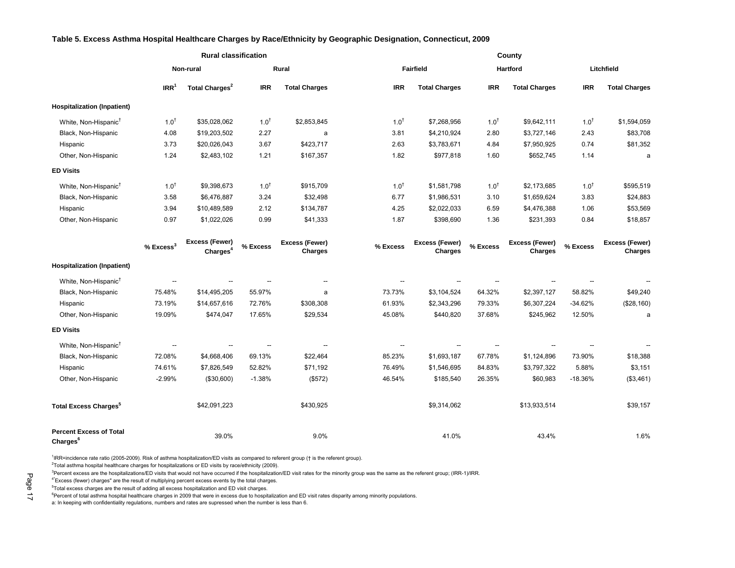**Table 5. Excess Asthma Hospital Healthcare Charges by Race/Ethnicity by Geographic Designation, Connecticut, 2009**

| | Rural classification | | | | County | | | | | |
|---|---|---|---|---|---|---|---|---|---|---|
| | Non-rural | | Rural | | Fairfield | | Hartford | | Litchfield | |
| | IRR[1] | Total Charges[2] | IRR | Total Charges | IRR | Total Charges | IRR | Total Charges | IRR | Total Charges |
| **Hospitalization (Inpatient)** | | | | | | | | | | |
| White, Non-Hispanic† | 1.0† | $35,028,062 | 1.0† | $2,853,845 | 1.0† | $7,268,956 | 1.0† | $9,642,111 | 1.0† | $1,594,059 |
| Black, Non-Hispanic | 4.08 | $19,203,502 | 2.27 | a | 3.81 | $4,210,924 | 2.80 | $3,727,146 | 2.43 | $83,708 |
| Hispanic | 3.73 | $20,026,043 | 3.67 | $423,717 | 2.63 | $3,783,671 | 4.84 | $7,950,925 | 0.74 | $81,352 |
| Other, Non-Hispanic | 1.24 | $2,483,102 | 1.21 | $167,357 | 1.82 | $977,818 | 1.60 | $652,745 | 1.14 | a |
| **ED Visits** | | | | | | | | | | |
| White, Non-Hispanic† | 1.0† | $9,398,673 | 1.0† | $915,709 | 1.0† | $1,581,798 | 1.0† | $2,173,685 | 1.0† | $595,519 |
| Black, Non-Hispanic | 3.58 | $6,476,887 | 3.24 | $32,498 | 6.77 | $1,986,531 | 3.10 | $1,659,624 | 3.83 | $24,883 |
| Hispanic | 3.94 | $10,489,589 | 2.12 | $134,787 | 4.25 | $2,022,033 | 6.59 | $4,476,388 | 1.06 | $53,569 |
| Other, Non-Hispanic | 0.97 | $1,022,026 | 0.99 | $41,333 | 1.87 | $398,690 | 1.36 | $231,393 | 0.84 | $18,857 |
| | % Excess[3] | Excess (Fewer) Charges[4] | % Excess | Excess (Fewer) Charges | % Excess | Excess (Fewer) Charges | % Excess | Excess (Fewer) Charges | % Excess | Excess (Fewer) Charges |
| **Hospitalization (Inpatient)** | | | | | | | | | | |
| White, Non-Hispanic† | -- | -- | -- | -- | -- | -- | -- | -- | -- | -- |
| Black, Non-Hispanic | 75.48% | $14,495,205 | 55.97% | a | 73.73% | $3,104,524 | 64.32% | $2,397,127 | 58.82% | $49,240 |
| Hispanic | 73.19% | $14,657,616 | 72.76% | $308,308 | 61.93% | $2,343,296 | 79.33% | $6,307,224 | -34.62% | ($28,160) |
| Other, Non-Hispanic | 19.09% | $474,047 | 17.65% | $29,534 | 45.08% | $440,820 | 37.68% | $245,962 | 12.50% | a |
| **ED Visits** | | | | | | | | | | |
| White, Non-Hispanic† | -- | -- | -- | -- | -- | -- | -- | -- | -- | -- |
| Black, Non-Hispanic | 72.08% | $4,668,406 | 69.13% | $22,464 | 85.23% | $1,693,187 | 67.78% | $1,124,896 | 73.90% | $18,388 |
| Hispanic | 74.61% | $7,826,549 | 52.82% | $71,192 | 76.49% | $1,546,695 | 84.83% | $3,797,322 | 5.88% | $3,151 |
| Other, Non-Hispanic | -2.99% | ($30,600) | -1.38% | ($572) | 46.54% | $185,540 | 26.35% | $60,983 | -18.36% | ($3,461) |
| **Total Excess Charges[5]** | | $42,091,223 | | $430,925 | | $9,314,062 | | $13,933,514 | | $39,157 |
| **Percent Excess of Total Charges[6]** | | 39.0% | | 9.0% | | 41.0% | | 43.4% | | 1.6% |

[1]IRR=incidence rate ratio (2005-2009). Risk of asthma hospitalization/ED visits as compared to referent group († is the referent group).
[2]Total asthma hospital healthcare charges for hospitalizations or ED visits by race/ethnicity (2009).
[3]Percent excess are the hospitalizations/ED visits that would not have occurred if the hospitalization/ED visit rates for the minority group was the same as the referent group; (IRR-1)/IRR.
[4]"Excess (fewer) charges" are the result of multiplying percent excess events by the total charges.
[5]Total excess charges are the result of adding all excess hospitalization and ED visit charges.
[6]Percent of total asthma hospital healthcare charges in 2009 that were in excess due to hospitalization and ED visit rates disparity among minority populations.
a: In keeping with confidentiality regulations, numbers and rates are supressed when the number is less than 6.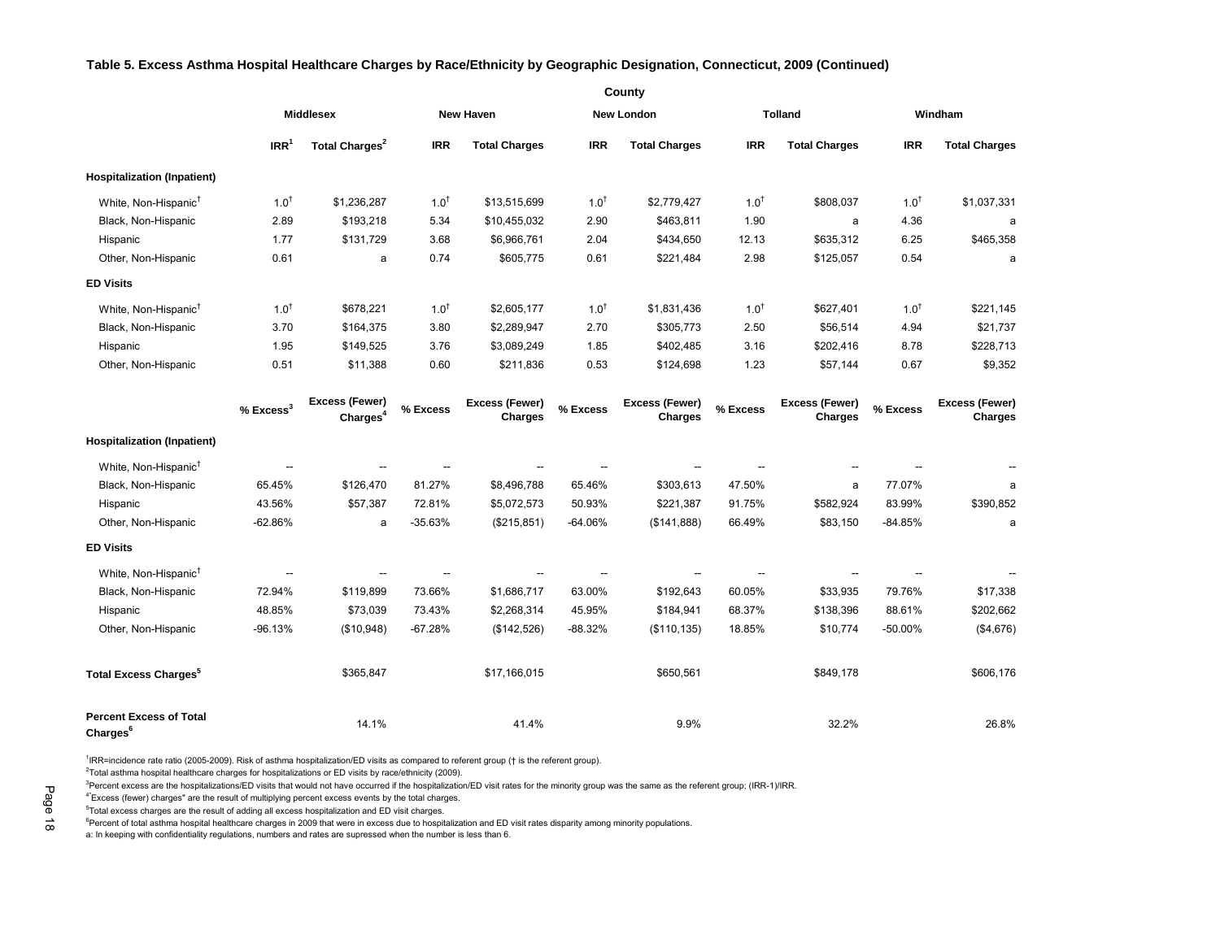**Table 5. Excess Asthma Hospital Healthcare Charges by Race/Ethnicity by Geographic Designation, Connecticut, 2009 (Continued)**

| | County | | | | | | | | | |
|---|---|---|---|---|---|---|---|---|---|---|
| | Middlesex | | New Haven | | New London | | Tolland | | Windham | |
| | IRR[1] | Total Charges[2] | IRR | Total Charges | IRR | Total Charges | IRR | Total Charges | IRR | Total Charges |
| **Hospitalization (Inpatient)** | | | | | | | | | | |
| White, Non-Hispanic† | 1.0† | \$1,236,287 | 1.0† | \$13,515,699 | 1.0† | \$2,779,427 | 1.0† | \$808,037 | 1.0† | \$1,037,331 |
| Black, Non-Hispanic | 2.89 | \$193,218 | 5.34 | \$10,455,032 | 2.90 | \$463,811 | 1.90 | a | 4.36 | a |
| Hispanic | 1.77 | \$131,729 | 3.68 | \$6,966,761 | 2.04 | \$434,650 | 12.13 | \$635,312 | 6.25 | \$465,358 |
| Other, Non-Hispanic | 0.61 | a | 0.74 | \$605,775 | 0.61 | \$221,484 | 2.98 | \$125,057 | 0.54 | a |
| **ED Visits** | | | | | | | | | | |
| White, Non-Hispanic† | 1.0† | \$678,221 | 1.0† | \$2,605,177 | 1.0† | \$1,831,436 | 1.0† | \$627,401 | 1.0† | \$221,145 |
| Black, Non-Hispanic | 3.70 | \$164,375 | 3.80 | \$2,289,947 | 2.70 | \$305,773 | 2.50 | \$56,514 | 4.94 | \$21,737 |
| Hispanic | 1.95 | \$149,525 | 3.76 | \$3,089,249 | 1.85 | \$402,485 | 3.16 | \$202,416 | 8.78 | \$228,713 |
| Other, Non-Hispanic | 0.51 | \$11,388 | 0.60 | \$211,836 | 0.53 | \$124,698 | 1.23 | \$57,144 | 0.67 | \$9,352 |
| | **% Excess[3]** | **Excess (Fewer) Charges[4]** | **% Excess** | **Excess (Fewer) Charges** | **% Excess** | **Excess (Fewer) Charges** | **% Excess** | **Excess (Fewer) Charges** | **% Excess** | **Excess (Fewer) Charges** |
| **Hospitalization (Inpatient)** | | | | | | | | | | |
| White, Non-Hispanic† | -- | -- | -- | -- | -- | -- | -- | -- | -- | -- |
| Black, Non-Hispanic | 65.45% | \$126,470 | 81.27% | \$8,496,788 | 65.46% | \$303,613 | 47.50% | a | 77.07% | a |
| Hispanic | 43.56% | \$57,387 | 72.81% | \$5,072,573 | 50.93% | \$221,387 | 91.75% | \$582,924 | 83.99% | \$390,852 |
| Other, Non-Hispanic | -62.86% | a | -35.63% | (\$215,851) | -64.06% | (\$141,888) | 66.49% | \$83,150 | -84.85% | a |
| **ED Visits** | | | | | | | | | | |
| White, Non-Hispanic† | -- | -- | -- | -- | -- | -- | -- | -- | -- | -- |
| Black, Non-Hispanic | 72.94% | \$119,899 | 73.66% | \$1,686,717 | 63.00% | \$192,643 | 60.05% | \$33,935 | 79.76% | \$17,338 |
| Hispanic | 48.85% | \$73,039 | 73.43% | \$2,268,314 | 45.95% | \$184,941 | 68.37% | \$138,396 | 88.61% | \$202,662 |
| Other, Non-Hispanic | -96.13% | (\$10,948) | -67.28% | (\$142,526) | -88.32% | (\$110,135) | 18.85% | \$10,774 | -50.00% | (\$4,676) |
| **Total Excess Charges[5]** | | \$365,847 | | \$17,166,015 | | \$650,561 | | \$849,178 | | \$606,176 |
| **Percent Excess of Total Charges[6]** | | 14.1% | | 41.4% | | 9.9% | | 32.2% | | 26.8% |

[1]IRR=incidence rate ratio (2005-2009). Risk of asthma hospitalization/ED visits as compared to referent group († is the referent group).
[2]Total asthma hospital healthcare charges for hospitalizations or ED visits by race/ethnicity (2009).
[3]Percent excess are the hospitalizations/ED visits that would not have occurred if the hospitalization/ED visit rates for the minority group was the same as the referent group; (IRR-1)/IRR.
[4]"Excess (fewer) charges" are the result of multiplying percent excess events by the total charges.
[5]Total excess charges are the result of adding all excess hospitalization and ED visit charges.
[6]Percent of total asthma hospital healthcare charges in 2009 that were in excess due to hospitalization and ED visit rates disparity among minority populations.
a: In keeping with confidentiality regulations, numbers and rates are supressed when the number is less than 6.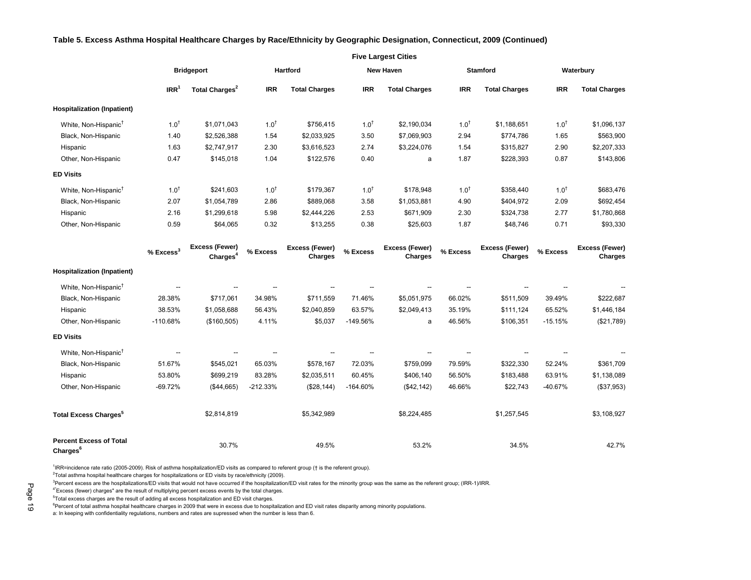**Table 5. Excess Asthma Hospital Healthcare Charges by Race/Ethnicity by Geographic Designation, Connecticut, 2009 (Continued)**

| | Five Largest Cities | | | | | | | | | |
|---|---|---|---|---|---|---|---|---|---|---|
| | Bridgeport | | Hartford | | New Haven | | Stamford | | Waterbury | |
| | IRR[1] | Total Charges[2] | IRR | Total Charges | IRR | Total Charges | IRR | Total Charges | IRR | Total Charges |
| **Hospitalization (Inpatient)** | | | | | | | | | | |
| White, Non-Hispanic† | 1.0† | $1,071,043 | 1.0† | $756,415 | 1.0† | $2,190,034 | 1.0† | $1,188,651 | 1.0† | $1,096,137 |
| Black, Non-Hispanic | 1.40 | $2,526,388 | 1.54 | $2,033,925 | 3.50 | $7,069,903 | 2.94 | $774,786 | 1.65 | $563,900 |
| Hispanic | 1.63 | $2,747,917 | 2.30 | $3,616,523 | 2.74 | $3,224,076 | 1.54 | $315,827 | 2.90 | $2,207,333 |
| Other, Non-Hispanic | 0.47 | $145,018 | 1.04 | $122,576 | 0.40 | a | 1.87 | $228,393 | 0.87 | $143,806 |
| **ED Visits** | | | | | | | | | | |
| White, Non-Hispanic† | 1.0† | $241,603 | 1.0† | $179,367 | 1.0† | $178,948 | 1.0† | $358,440 | 1.0† | $683,476 |
| Black, Non-Hispanic | 2.07 | $1,054,789 | 2.86 | $889,068 | 3.58 | $1,053,881 | 4.90 | $404,972 | 2.09 | $692,454 |
| Hispanic | 2.16 | $1,299,618 | 5.98 | $2,444,226 | 2.53 | $671,909 | 2.30 | $324,738 | 2.77 | $1,780,868 |
| Other, Non-Hispanic | 0.59 | $64,065 | 0.32 | $13,255 | 0.38 | $25,603 | 1.87 | $48,746 | 0.71 | $93,330 |
| | % Excess[3] | Excess (Fewer) Charges[4] | % Excess | Excess (Fewer) Charges | % Excess | Excess (Fewer) Charges | % Excess | Excess (Fewer) Charges | % Excess | Excess (Fewer) Charges |
| **Hospitalization (Inpatient)** | | | | | | | | | | |
| White, Non-Hispanic† | -- | -- | -- | -- | -- | -- | -- | -- | -- | -- |
| Black, Non-Hispanic | 28.38% | $717,061 | 34.98% | $711,559 | 71.46% | $5,051,975 | 66.02% | $511,509 | 39.49% | $222,687 |
| Hispanic | 38.53% | $1,058,688 | 56.43% | $2,040,859 | 63.57% | $2,049,413 | 35.19% | $111,124 | 65.52% | $1,446,184 |
| Other, Non-Hispanic | -110.68% | ($160,505) | 4.11% | $5,037 | -149.56% | a | 46.56% | $106,351 | -15.15% | ($21,789) |
| **ED Visits** | | | | | | | | | | |
| White, Non-Hispanic† | -- | -- | -- | -- | -- | -- | -- | -- | -- | -- |
| Black, Non-Hispanic | 51.67% | $545,021 | 65.03% | $578,167 | 72.03% | $759,099 | 79.59% | $322,330 | 52.24% | $361,709 |
| Hispanic | 53.80% | $699,219 | 83.28% | $2,035,511 | 60.45% | $406,140 | 56.50% | $183,488 | 63.91% | $1,138,089 |
| Other, Non-Hispanic | -69.72% | ($44,665) | -212.33% | ($28,144) | -164.60% | ($42,142) | 46.66% | $22,743 | -40.67% | ($37,953) |
| **Total Excess Charges[5]** | | $2,814,819 | | $5,342,989 | | $8,224,485 | | $1,257,545 | | $3,108,927 |
| **Percent Excess of Total Charges[6]** | | 30.7% | | 49.5% | | 53.2% | | 34.5% | | 42.7% |

[1]IRR=incidence rate ratio (2005-2009). Risk of asthma hospitalization/ED visits as compared to referent group († is the referent group).
[2]Total asthma hospital healthcare charges for hospitalizations or ED visits by race/ethnicity (2009).
[3]Percent excess are the hospitalizations/ED visits that would not have occurred if the hospitalization/ED visit rates for the minority group was the same as the referent group; (IRR-1)/IRR.
[4]"Excess (fewer) charges" are the result of multiplying percent excess events by the total charges.
[5]Total excess charges are the result of adding all excess hospitalization and ED visit charges.
[6]Percent of total asthma hospital healthcare charges in 2009 that were in excess due to hospitalization and ED visit rates disparity among minority populations.
a: In keeping with confidentiality regulations, numbers and rates are supressed when the number is less than 6.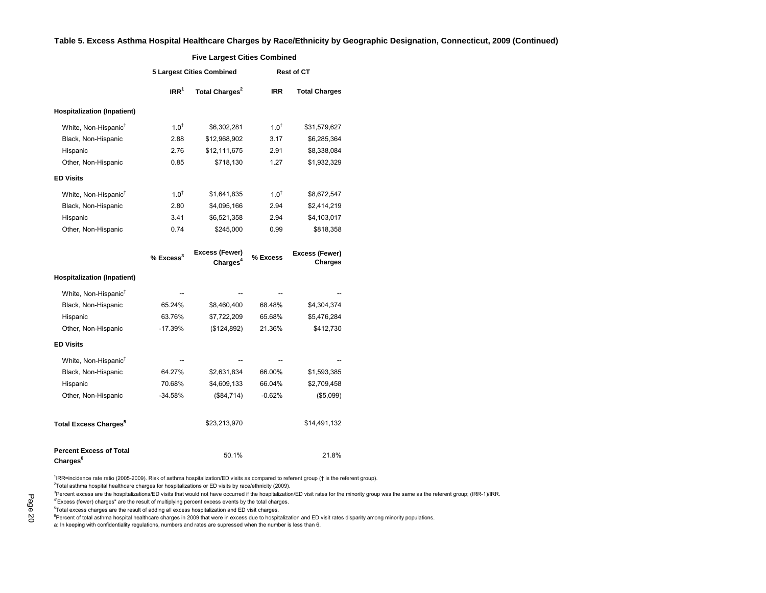**Table 5. Excess Asthma Hospital Healthcare Charges by Race/Ethnicity by Geographic Designation, Connecticut, 2009 (Continued)**

**Five Largest Cities Combined**

| | 5 Largest Cities Combined | | Rest of CT | |
|---|---|---|---|---|
| | IRR[1] | Total Charges[2] | IRR | Total Charges |
| **Hospitalization (Inpatient)** | | | | |
| White, Non-Hispanic† | 1.0† | $6,302,281 | 1.0† | $31,579,627 |
| Black, Non-Hispanic | 2.88 | $12,968,902 | 3.17 | $6,285,364 |
| Hispanic | 2.76 | $12,111,675 | 2.91 | $8,338,084 |
| Other, Non-Hispanic | 0.85 | $718,130 | 1.27 | $1,932,329 |
| **ED Visits** | | | | |
| White, Non-Hispanic† | 1.0† | $1,641,835 | 1.0† | $8,672,547 |
| Black, Non-Hispanic | 2.80 | $4,095,166 | 2.94 | $2,414,219 |
| Hispanic | 3.41 | $6,521,358 | 2.94 | $4,103,017 |
| Other, Non-Hispanic | 0.74 | $245,000 | 0.99 | $818,358 |
| | **% Excess[3]** | **Excess (Fewer) Charges[4]** | **% Excess** | **Excess (Fewer) Charges** |
| **Hospitalization (Inpatient)** | | | | |
| White, Non-Hispanic† | -- | -- | -- | -- |
| Black, Non-Hispanic | 65.24% | $8,460,400 | 68.48% | $4,304,374 |
| Hispanic | 63.76% | $7,722,209 | 65.68% | $5,476,284 |
| Other, Non-Hispanic | -17.39% | ($124,892) | 21.36% | $412,730 |
| **ED Visits** | | | | |
| White, Non-Hispanic† | -- | -- | -- | -- |
| Black, Non-Hispanic | 64.27% | $2,631,834 | 66.00% | $1,593,385 |
| Hispanic | 70.68% | $4,609,133 | 66.04% | $2,709,458 |
| Other, Non-Hispanic | -34.58% | ($84,714) | -0.62% | ($5,099) |
| **Total Excess Charges[5]** | | $23,213,970 | | $14,491,132 |
| **Percent Excess of Total Charges[6]** | | 50.1% | | 21.8% |

[1]IRR=incidence rate ratio (2005-2009). Risk of asthma hospitalization/ED visits as compared to referent group († is the referent group).
[2]Total asthma hospital healthcare charges for hospitalizations or ED visits by race/ethnicity (2009).
[3]Percent excess are the hospitalizations/ED visits that would not have occurred if the hospitalization/ED visit rates for the minority group was the same as the referent group; (IRR-1)/IRR.
[4]"Excess (fewer) charges" are the result of multiplying percent excess events by the total charges.
[5]Total excess charges are the result of adding all excess hospitalization and ED visit charges.
[6]Percent of total asthma hospital healthcare charges in 2009 that were in excess due to hospitalization and ED visit rates disparity among minority populations.
a: In keeping with confidentiality regulations, numbers and rates are supressed when the number is less than 6.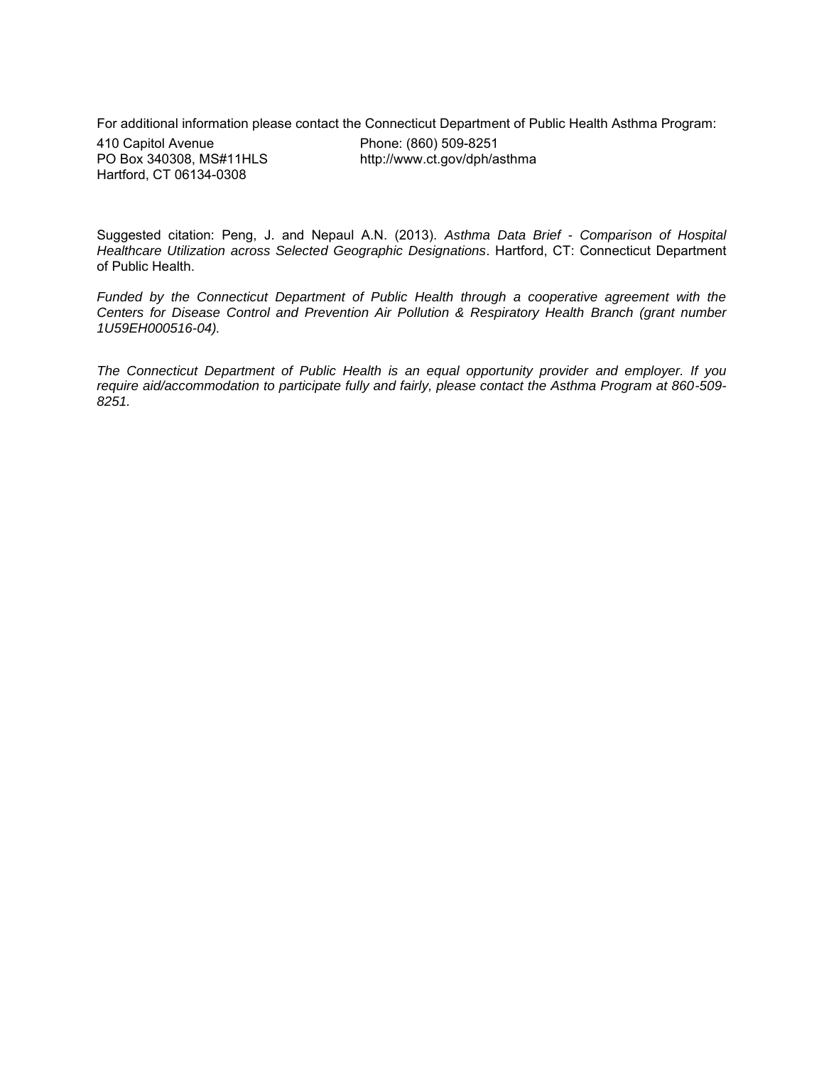For additional information please contact the Connecticut Department of Public Health Asthma Program:

410 Capitol Avenue
PO Box 340308, MS#11HLS
Hartford, CT 06134-0308

Phone: (860) 509-8251
http://www.ct.gov/dph/asthma

Suggested citation: Peng, J. and Nepaul A.N. (2013). *Asthma Data Brief - Comparison of Hospital Healthcare Utilization across Selected Geographic Designations*. Hartford, CT: Connecticut Department of Public Health.

*Funded by the Connecticut Department of Public Health through a cooperative agreement with the Centers for Disease Control and Prevention Air Pollution & Respiratory Health Branch (grant number 1U59EH000516-04).*

*The Connecticut Department of Public Health is an equal opportunity provider and employer. If you require aid/accommodation to participate fully and fairly, please contact the Asthma Program at 860-509-8251.*